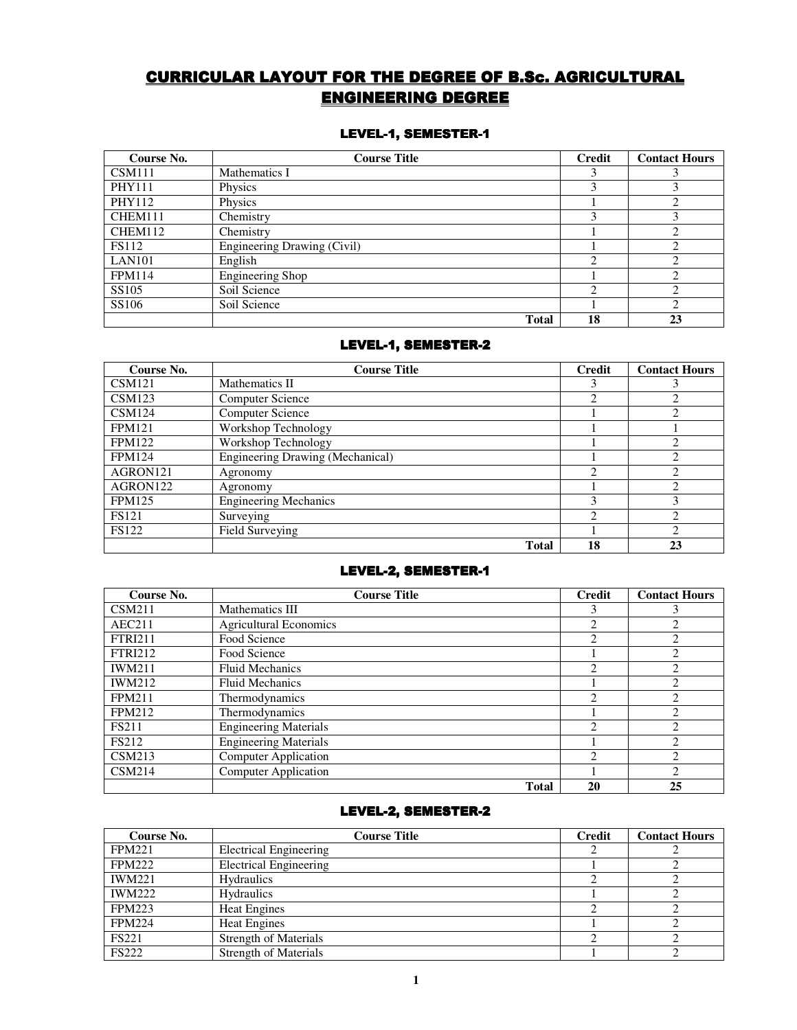# CURRICULAR LAYOUT FOR THE DEGREE OF B.Sc. AGRICULTURAL ENGINEERING DEGREE

## LEVEL-1, SEMESTER-1

| Course No. | Course Title | Credit | Contact Hours |
|---|---|---|---|
| CSM111 | Mathematics I | 3 | 3 |
| PHY111 | Physics | 3 | 3 |
| PHY112 | Physics | 1 | 2 |
| CHEM111 | Chemistry | 3 | 3 |
| CHEM112 | Chemistry | 1 | 2 |
| FS112 | Engineering Drawing (Civil) | 1 | 2 |
| LAN101 | English | 2 | 2 |
| FPM114 | Engineering Shop | 1 | 2 |
| SS105 | Soil Science | 2 | 2 |
| SS106 | Soil Science | 1 | 2 |
| | **Total** | **18** | **23** |

## LEVEL-1, SEMESTER-2

| Course No. | Course Title | Credit | Contact Hours |
|---|---|---|---|
| CSM121 | Mathematics II | 3 | 3 |
| CSM123 | Computer Science | 2 | 2 |
| CSM124 | Computer Science | 1 | 2 |
| FPM121 | Workshop Technology | 1 | 1 |
| FPM122 | Workshop Technology | 1 | 2 |
| FPM124 | Engineering Drawing (Mechanical) | 1 | 2 |
| AGRON121 | Agronomy | 2 | 2 |
| AGRON122 | Agronomy | 1 | 2 |
| FPM125 | Engineering Mechanics | 3 | 3 |
| FS121 | Surveying | 2 | 2 |
| FS122 | Field Surveying | 1 | 2 |
| | **Total** | **18** | **23** |

## LEVEL-2, SEMESTER-1

| Course No. | Course Title | Credit | Contact Hours |
|---|---|---|---|
| CSM211 | Mathematics III | 3 | 3 |
| AEC211 | Agricultural Economics | 2 | 2 |
| FTRI211 | Food Science | 2 | 2 |
| FTRI212 | Food Science | 1 | 2 |
| IWM211 | Fluid Mechanics | 2 | 2 |
| IWM212 | Fluid Mechanics | 1 | 2 |
| FPM211 | Thermodynamics | 2 | 2 |
| FPM212 | Thermodynamics | 1 | 2 |
| FS211 | Engineering Materials | 2 | 2 |
| FS212 | Engineering Materials | 1 | 2 |
| CSM213 | Computer Application | 2 | 2 |
| CSM214 | Computer Application | 1 | 2 |
| | **Total** | **20** | **25** |

## LEVEL-2, SEMESTER-2

| Course No. | Course Title | Credit | Contact Hours |
|---|---|---|---|
| FPM221 | Electrical Engineering | 2 | 2 |
| FPM222 | Electrical Engineering | 1 | 2 |
| IWM221 | Hydraulics | 2 | 2 |
| IWM222 | Hydraulics | 1 | 2 |
| FPM223 | Heat Engines | 2 | 2 |
| FPM224 | Heat Engines | 1 | 2 |
| FS221 | Strength of Materials | 2 | 2 |
| FS222 | Strength of Materials | 1 | 2 |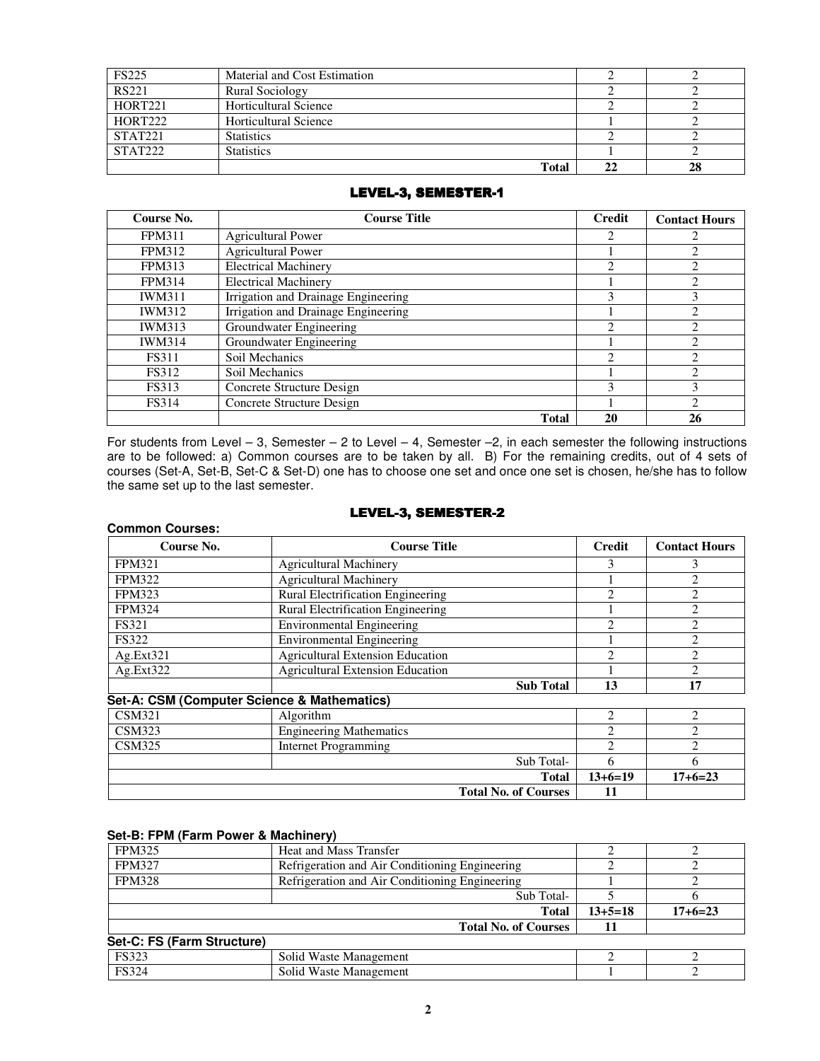| FS225 | Material and Cost Estimation | 2 | 2 |
|---|---|---|---|
| RS221 | Rural Sociology | 2 | 2 |
| HORT221 | Horticultural Science | 2 | 2 |
| HORT222 | Horticultural Science | 1 | 2 |
| STAT221 | Statistics | 2 | 2 |
| STAT222 | Statistics | 1 | 2 |
| | **Total** | **22** | **28** |

## LEVEL-3, SEMESTER-1

| Course No. | Course Title | Credit | Contact Hours |
|---|---|---|---|
| FPM311 | Agricultural Power | 2 | 2 |
| FPM312 | Agricultural Power | 1 | 2 |
| FPM313 | Electrical Machinery | 2 | 2 |
| FPM314 | Electrical Machinery | 1 | 2 |
| IWM311 | Irrigation and Drainage Engineering | 3 | 3 |
| IWM312 | Irrigation and Drainage Engineering | 1 | 2 |
| IWM313 | Groundwater Engineering | 2 | 2 |
| IWM314 | Groundwater Engineering | 1 | 2 |
| FS311 | Soil Mechanics | 2 | 2 |
| FS312 | Soil Mechanics | 1 | 2 |
| FS313 | Concrete Structure Design | 3 | 3 |
| FS314 | Concrete Structure Design | 1 | 2 |
| | **Total** | **20** | **26** |

For students from Level – 3, Semester – 2 to Level – 4, Semester –2, in each semester the following instructions are to be followed: a) Common courses are to be taken by all. B) For the remaining credits, out of 4 sets of courses (Set-A, Set-B, Set-C & Set-D) one has to choose one set and once one set is chosen, he/she has to follow the same set up to the last semester.

## LEVEL-3, SEMESTER-2

**Common Courses:**

| Course No. | Course Title | Credit | Contact Hours |
|---|---|---|---|
| FPM321 | Agricultural Machinery | 3 | 3 |
| FPM322 | Agricultural Machinery | 1 | 2 |
| FPM323 | Rural Electrification Engineering | 2 | 2 |
| FPM324 | Rural Electrification Engineering | 1 | 2 |
| FS321 | Environmental Engineering | 2 | 2 |
| FS322 | Environmental Engineering | 1 | 2 |
| Ag.Ext321 | Agricultural Extension Education | 2 | 2 |
| Ag.Ext322 | Agricultural Extension Education | 1 | 2 |
| | **Sub Total** | **13** | **17** |

**Set-A: CSM (Computer Science & Mathematics)**

| Course No. | Course Title | Credit | Contact Hours |
|---|---|---|---|
| CSM321 | Algorithm | 2 | 2 |
| CSM323 | Engineering Mathematics | 2 | 2 |
| CSM325 | Internet Programming | 2 | 2 |
| | Sub Total- | 6 | 6 |
| | **Total** | **13+6=19** | **17+6=23** |
| | **Total No. of Courses** | **11** | |

**Set-B: FPM (Farm Power & Machinery)**

| Course No. | Course Title | Credit | Contact Hours |
|---|---|---|---|
| FPM325 | Heat and Mass Transfer | 2 | 2 |
| FPM327 | Refrigeration and Air Conditioning Engineering | 2 | 2 |
| FPM328 | Refrigeration and Air Conditioning Engineering | 1 | 2 |
| | Sub Total- | 5 | 6 |
| | **Total** | **13+5=18** | **17+6=23** |
| | **Total No. of Courses** | **11** | |

**Set-C: FS (Farm Structure)**

| Course No. | Course Title | Credit | Contact Hours |
|---|---|---|---|
| FS323 | Solid Waste Management | 2 | 2 |
| FS324 | Solid Waste Management | 1 | 2 |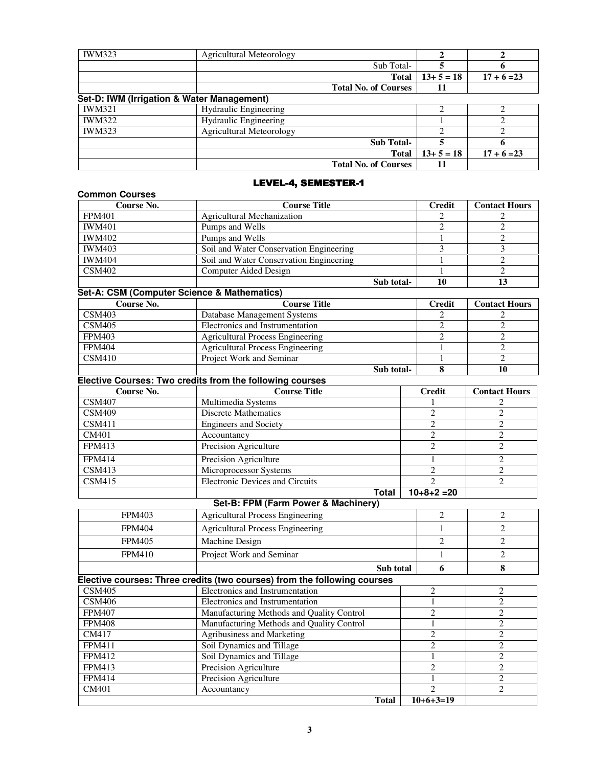| | | | |
|---|---|---|---|
| IWM323 | Agricultural Meteorology | **2** | **2** |
| | Sub Total- | **5** | **6** |
| | **Total** | **13+ 5 = 18** | **17 + 6 =23** |
| | **Total No. of Courses** | **11** | |

**Set-D: IWM (Irrigation & Water Management)**

| | | | |
|---|---|---|---|
| IWM321 | Hydraulic Engineering | 2 | 2 |
| IWM322 | Hydraulic Engineering | 1 | 2 |
| IWM323 | Agricultural Meteorology | 2 | 2 |
| | **Sub Total-** | **5** | **6** |
| | **Total** | **13+ 5 = 18** | **17 + 6 =23** |
| | **Total No. of Courses** | **11** | |

## LEVEL-4, SEMESTER-1

**Common Courses**

| Course No. | Course Title | Credit | Contact Hours |
|---|---|---|---|
| FPM401 | Agricultural Mechanization | 2 | 2 |
| IWM401 | Pumps and Wells | 2 | 2 |
| IWM402 | Pumps and Wells | 1 | 2 |
| IWM403 | Soil and Water Conservation Engineering | 3 | 3 |
| IWM404 | Soil and Water Conservation Engineering | 1 | 2 |
| CSM402 | Computer Aided Design | 1 | 2 |
| | **Sub total-** | **10** | **13** |

**Set-A: CSM (Computer Science & Mathematics)**

| Course No. | Course Title | Credit | Contact Hours |
|---|---|---|---|
| CSM403 | Database Management Systems | 2 | 2 |
| CSM405 | Electronics and Instrumentation | 2 | 2 |
| FPM403 | Agricultural Process Engineering | 2 | 2 |
| FPM404 | Agricultural Process Engineering | 1 | 2 |
| CSM410 | Project Work and Seminar | 1 | 2 |
| | **Sub total-** | **8** | **10** |

**Elective Courses: Two credits from the following courses**

| Course No. | Course Title | Credit | Contact Hours |
|---|---|---|---|
| CSM407 | Multimedia Systems | 1 | 2 |
| CSM409 | Discrete Mathematics | 2 | 2 |
| CSM411 | Engineers and Society | 2 | 2 |
| CM401 | Accountancy | 2 | 2 |
| FPM413 | Precision Agriculture | 2 | 2 |
| FPM414 | Precision Agriculture | 1 | 2 |
| CSM413 | Microprocessor Systems | 2 | 2 |
| CSM415 | Electronic Devices and Circuits | 2 | 2 |
| | **Total** | **10+8+2 =20** | |

**Set-B: FPM (Farm Power & Machinery)**

| | | | |
|---|---|---|---|
| FPM403 | Agricultural Process Engineering | 2 | 2 |
| FPM404 | Agricultural Process Engineering | 1 | 2 |
| FPM405 | Machine Design | 2 | 2 |
| FPM410 | Project Work and Seminar | 1 | 2 |
| | **Sub total** | **6** | **8** |

**Elective courses: Three credits (two courses) from the following courses**

| | | | |
|---|---|---|---|
| CSM405 | Electronics and Instrumentation | 2 | 2 |
| CSM406 | Electronics and Instrumentation | 1 | 2 |
| FPM407 | Manufacturing Methods and Quality Control | 2 | 2 |
| FPM408 | Manufacturing Methods and Quality Control | 1 | 2 |
| CM417 | Agribusiness and Marketing | 2 | 2 |
| FPM411 | Soil Dynamics and Tillage | 2 | 2 |
| FPM412 | Soil Dynamics and Tillage | 1 | 2 |
| FPM413 | Precision Agriculture | 2 | 2 |
| FPM414 | Precision Agriculture | 1 | 2 |
| CM401 | Accountancy | 2 | 2 |
| | **Total** | **10+6+3=19** | |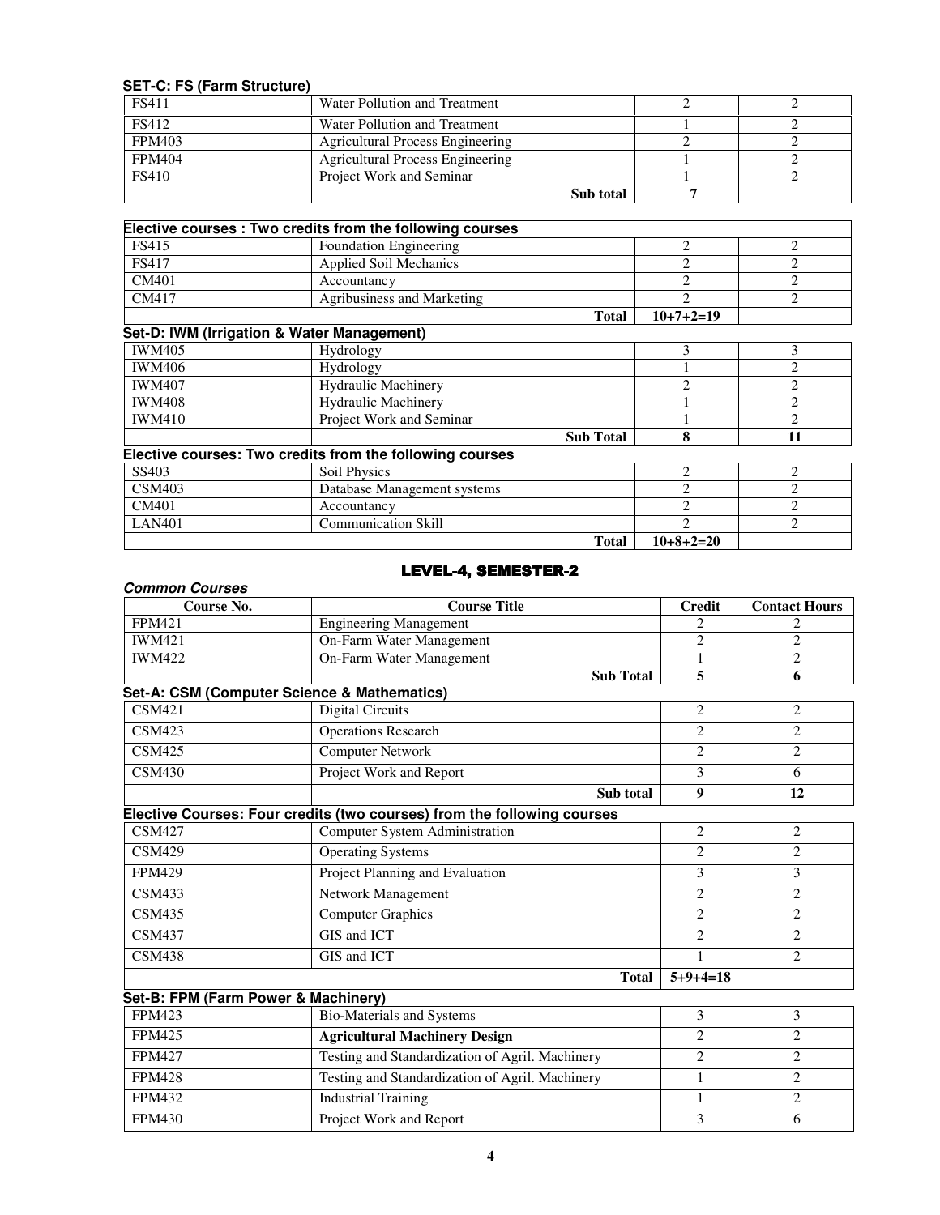**SET-C: FS (Farm Structure)**

| | | | |
|---|---|---|---|
| FS411 | Water Pollution and Treatment | 2 | 2 |
| FS412 | Water Pollution and Treatment | 1 | 2 |
| FPM403 | Agricultural Process Engineering | 2 | 2 |
| FPM404 | Agricultural Process Engineering | 1 | 2 |
| FS410 | Project Work and Seminar | 1 | 2 |
| | **Sub total** | **7** | |

**Elective courses : Two credits from the following courses**

| | | | |
|---|---|---|---|
| FS415 | Foundation Engineering | 2 | 2 |
| FS417 | Applied Soil Mechanics | 2 | 2 |
| CM401 | Accountancy | 2 | 2 |
| CM417 | Agribusiness and Marketing | 2 | 2 |
| | **Total** | **10+7+2=19** | |

**Set-D: IWM (Irrigation & Water Management)**

| | | | |
|---|---|---|---|
| IWM405 | Hydrology | 3 | 3 |
| IWM406 | Hydrology | 1 | 2 |
| IWM407 | Hydraulic Machinery | 2 | 2 |
| IWM408 | Hydraulic Machinery | 1 | 2 |
| IWM410 | Project Work and Seminar | 1 | 2 |
| | **Sub Total** | **8** | **11** |

**Elective courses: Two credits from the following courses**

| | | | |
|---|---|---|---|
| SS403 | Soil Physics | 2 | 2 |
| CSM403 | Database Management systems | 2 | 2 |
| CM401 | Accountancy | 2 | 2 |
| LAN401 | Communication Skill | 2 | 2 |
| | **Total** | **10+8+2=20** | |

## LEVEL-4, SEMESTER-2

***Common Courses***

| Course No. | Course Title | Credit | Contact Hours |
|---|---|---|---|
| FPM421 | Engineering Management | 2 | 2 |
| IWM421 | On-Farm Water Management | 2 | 2 |
| IWM422 | On-Farm Water Management | 1 | 2 |
| | **Sub Total** | **5** | **6** |

**Set-A: CSM (Computer Science & Mathematics)**

| | | | |
|---|---|---|---|
| CSM421 | Digital Circuits | 2 | 2 |
| CSM423 | Operations Research | 2 | 2 |
| CSM425 | Computer Network | 2 | 2 |
| CSM430 | Project Work and Report | 3 | 6 |
| | **Sub total** | **9** | **12** |

**Elective Courses: Four credits (two courses) from the following courses**

| | | | |
|---|---|---|---|
| CSM427 | Computer System Administration | 2 | 2 |
| CSM429 | Operating Systems | 2 | 2 |
| FPM429 | Project Planning and Evaluation | 3 | 3 |
| CSM433 | Network Management | 2 | 2 |
| CSM435 | Computer Graphics | 2 | 2 |
| CSM437 | GIS and ICT | 2 | 2 |
| CSM438 | GIS and ICT | 1 | 2 |
| | **Total** | **5+9+4=18** | |

**Set-B: FPM (Farm Power & Machinery)**

| | | | |
|---|---|---|---|
| FPM423 | Bio-Materials and Systems | 3 | 3 |
| FPM425 | **Agricultural Machinery Design** | 2 | 2 |
| FPM427 | Testing and Standardization of Agril. Machinery | 2 | 2 |
| FPM428 | Testing and Standardization of Agril. Machinery | 1 | 2 |
| FPM432 | Industrial Training | 1 | 2 |
| FPM430 | Project Work and Report | 3 | 6 |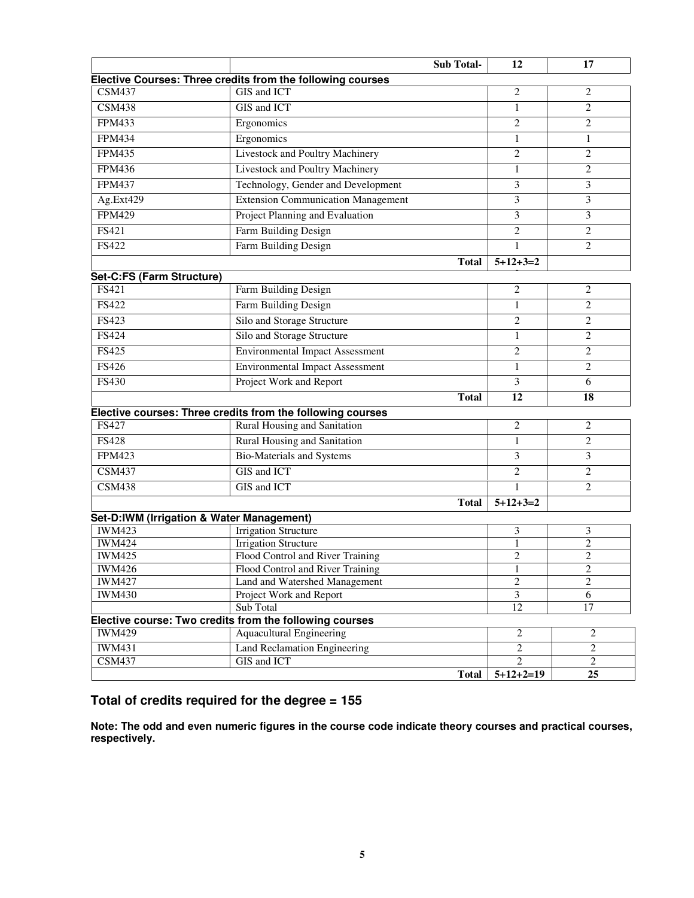| | Sub Total- | 12 | 17 |
|---|---|---|---|

**Elective Courses: Three credits from the following courses**

| | | | |
|---|---|---|---|
| CSM437 | GIS and ICT | 2 | 2 |
| CSM438 | GIS and ICT | 1 | 2 |
| FPM433 | Ergonomics | 2 | 2 |
| FPM434 | Ergonomics | 1 | 1 |
| FPM435 | Livestock and Poultry Machinery | 2 | 2 |
| FPM436 | Livestock and Poultry Machinery | 1 | 2 |
| FPM437 | Technology, Gender and Development | 3 | 3 |
| Ag.Ext429 | Extension Communication Management | 3 | 3 |
| FPM429 | Project Planning and Evaluation | 3 | 3 |
| FS421 | Farm Building Design | 2 | 2 |
| FS422 | Farm Building Design | 1 | 2 |
| | Total | 5+12+3=2 | |

**Set-C:FS (Farm Structure)**

| | | | |
|---|---|---|---|
| FS421 | Farm Building Design | 2 | 2 |
| FS422 | Farm Building Design | 1 | 2 |
| FS423 | Silo and Storage Structure | 2 | 2 |
| FS424 | Silo and Storage Structure | 1 | 2 |
| FS425 | Environmental Impact Assessment | 2 | 2 |
| FS426 | Environmental Impact Assessment | 1 | 2 |
| FS430 | Project Work and Report | 3 | 6 |
| | Total | 12 | 18 |

**Elective courses: Three credits from the following courses**

| | | | |
|---|---|---|---|
| FS427 | Rural Housing and Sanitation | 2 | 2 |
| FS428 | Rural Housing and Sanitation | 1 | 2 |
| FPM423 | Bio-Materials and Systems | 3 | 3 |
| CSM437 | GIS and ICT | 2 | 2 |
| CSM438 | GIS and ICT | 1 | 2 |
| | Total | 5+12+3=2 | |

**Set-D:IWM (Irrigation & Water Management)**

| | | | |
|---|---|---|---|
| IWM423 | Irrigation Structure | 3 | 3 |
| IWM424 | Irrigation Structure | 1 | 2 |
| IWM425 | Flood Control and River Training | 2 | 2 |
| IWM426 | Flood Control and River Training | 1 | 2 |
| IWM427 | Land and Watershed Management | 2 | 2 |
| IWM430 | Project Work and Report | 3 | 6 |
| | Sub Total | 12 | 17 |

**Elective course: Two credits from the following courses**

| | | | |
|---|---|---|---|
| IWM429 | Aquacultural Engineering | 2 | 2 |
| IWM431 | Land Reclamation Engineering | 2 | 2 |
| CSM437 | GIS and ICT | 2 | 2 |
| | Total | 5+12+2=19 | 25 |

## Total of credits required for the degree = 155

**Note: The odd and even numeric figures in the course code indicate theory courses and practical courses, respectively.**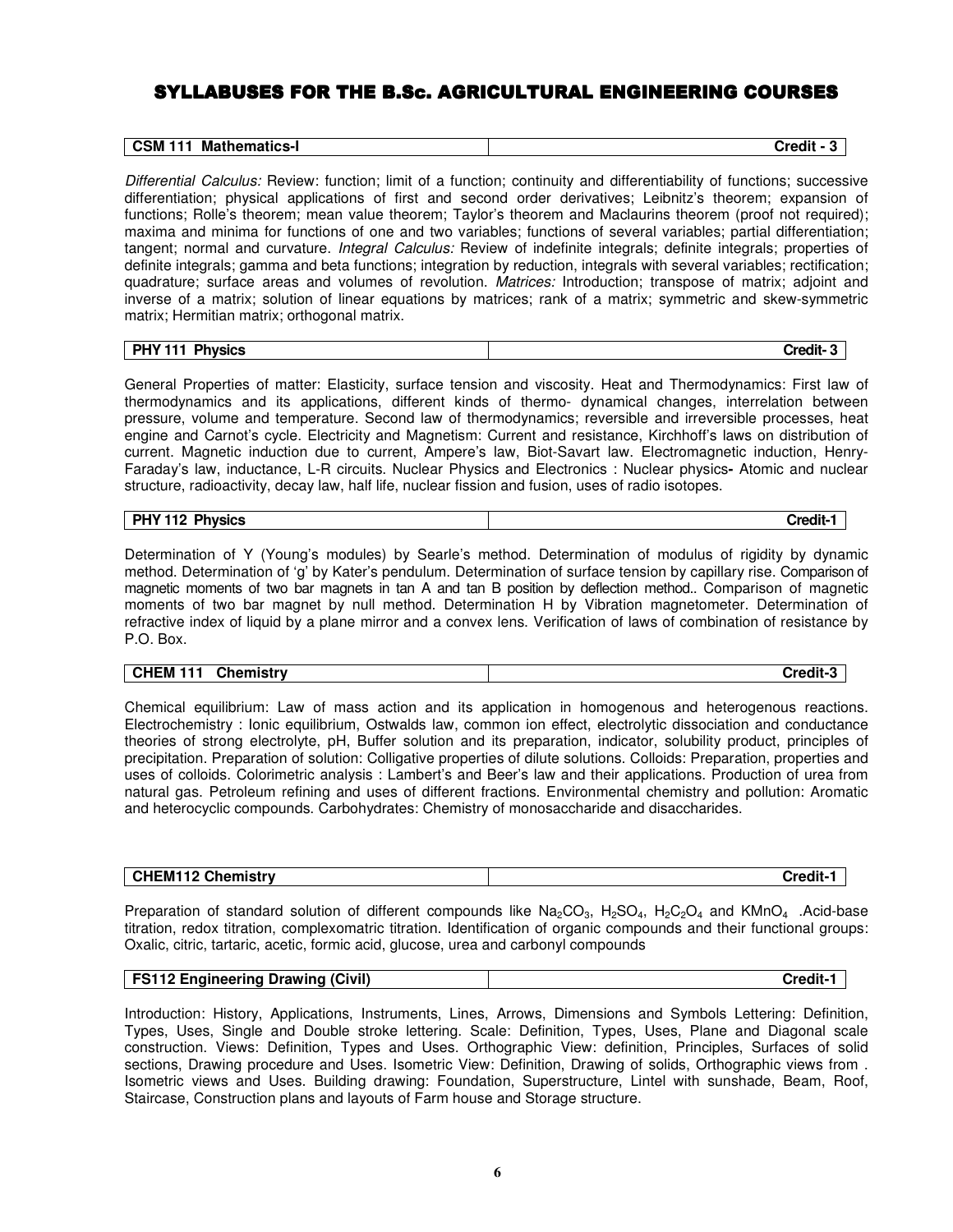# SYLLABUSES FOR THE B.Sc. AGRICULTURAL ENGINEERING COURSES

| CSM 111 Mathematics-I | Credit - 3 |
|---|---|

*Differential Calculus:* Review: function; limit of a function; continuity and differentiability of functions; successive differentiation; physical applications of first and second order derivatives; Leibnitz's theorem; expansion of functions; Rolle's theorem; mean value theorem; Taylor's theorem and Maclaurins theorem (proof not required); maxima and minima for functions of one and two variables; functions of several variables; partial differentiation; tangent; normal and curvature. *Integral Calculus:* Review of indefinite integrals; definite integrals; properties of definite integrals; gamma and beta functions; integration by reduction, integrals with several variables; rectification; quadrature; surface areas and volumes of revolution. *Matrices:* Introduction; transpose of matrix; adjoint and inverse of a matrix; solution of linear equations by matrices; rank of a matrix; symmetric and skew-symmetric matrix; Hermitian matrix; orthogonal matrix.

| PHY 111 Physics | Credit- 3 |
|---|---|

General Properties of matter: Elasticity, surface tension and viscosity. Heat and Thermodynamics: First law of thermodynamics and its applications, different kinds of thermo- dynamical changes, interrelation between pressure, volume and temperature. Second law of thermodynamics; reversible and irreversible processes, heat engine and Carnot's cycle. Electricity and Magnetism: Current and resistance, Kirchhoff's laws on distribution of current. Magnetic induction due to current, Ampere's law, Biot-Savart law. Electromagnetic induction, Henry-Faraday's law, inductance, L-R circuits. Nuclear Physics and Electronics : Nuclear physics**-** Atomic and nuclear structure, radioactivity, decay law, half life, nuclear fission and fusion, uses of radio isotopes.

| PHY 112 Physics | Credit-1 |
|---|---|

Determination of Y (Young's modules) by Searle's method. Determination of modulus of rigidity by dynamic method. Determination of 'g' by Kater's pendulum. Determination of surface tension by capillary rise. Comparison of magnetic moments of two bar magnets in tan A and tan B position by deflection method.. Comparison of magnetic moments of two bar magnet by null method. Determination H by Vibration magnetometer. Determination of refractive index of liquid by a plane mirror and a convex lens. Verification of laws of combination of resistance by P.O. Box.

| CHEM 111 Chemistry | Credit-3 |
|---|---|

Chemical equilibrium: Law of mass action and its application in homogenous and heterogenous reactions. Electrochemistry : Ionic equilibrium, Ostwalds law, common ion effect, electrolytic dissociation and conductance theories of strong electrolyte, pH, Buffer solution and its preparation, indicator, solubility product, principles of precipitation. Preparation of solution: Colligative properties of dilute solutions. Colloids: Preparation, properties and uses of colloids. Colorimetric analysis : Lambert's and Beer's law and their applications. Production of urea from natural gas. Petroleum refining and uses of different fractions. Environmental chemistry and pollution: Aromatic and heterocyclic compounds. Carbohydrates: Chemistry of monosaccharide and disaccharides.

| CHEM112 Chemistry | Credit-1 |
|---|---|

Preparation of standard solution of different compounds like $Na_2CO_3$, $H_2SO_4$, $H_2C_2O_4$ and $KMnO_4$ .Acid-base titration, redox titration, complexomatric titration. Identification of organic compounds and their functional groups: Oxalic, citric, tartaric, acetic, formic acid, glucose, urea and carbonyl compounds

| FS112 Engineering Drawing (Civil) | Credit-1 |
|---|---|

Introduction: History, Applications, Instruments, Lines, Arrows, Dimensions and Symbols Lettering: Definition, Types, Uses, Single and Double stroke lettering. Scale: Definition, Types, Uses, Plane and Diagonal scale construction. Views: Definition, Types and Uses. Orthographic View: definition, Principles, Surfaces of solid sections, Drawing procedure and Uses. Isometric View: Definition, Drawing of solids, Orthographic views from . Isometric views and Uses. Building drawing: Foundation, Superstructure, Lintel with sunshade, Beam, Roof, Staircase, Construction plans and layouts of Farm house and Storage structure.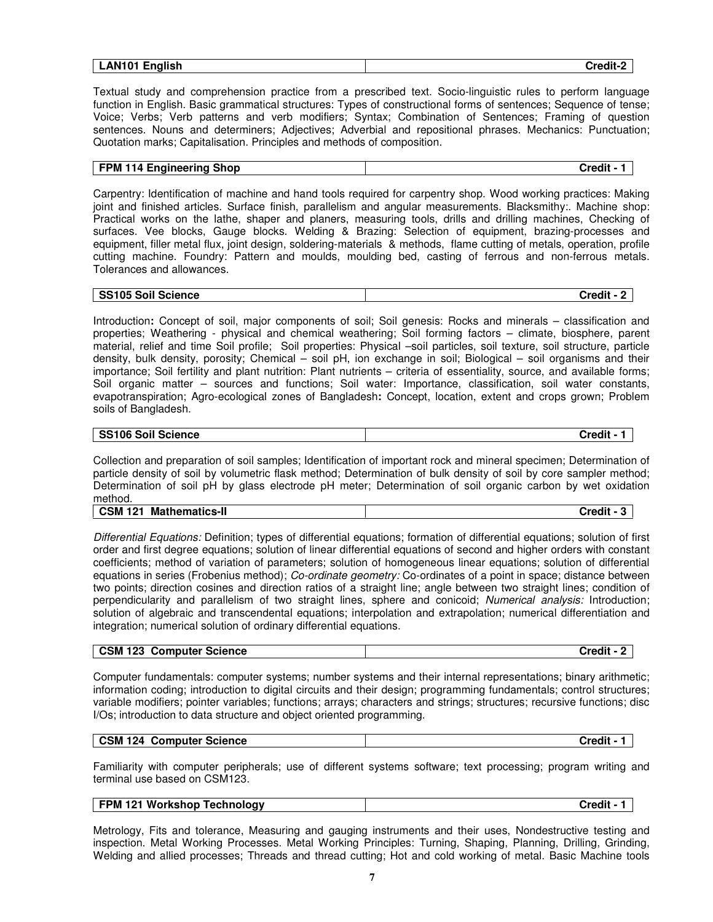| LAN101 English | Credit-2 |
|---|---|

Textual study and comprehension practice from a prescribed text. Socio-linguistic rules to perform language function in English. Basic grammatical structures: Types of constructional forms of sentences; Sequence of tense; Voice; Verbs; Verb patterns and verb modifiers; Syntax; Combination of Sentences; Framing of question sentences. Nouns and determiners; Adjectives; Adverbial and repositional phrases. Mechanics: Punctuation; Quotation marks; Capitalisation. Principles and methods of composition.

| FPM 114 Engineering Shop | Credit - 1 |
|---|---|

Carpentry: Identification of machine and hand tools required for carpentry shop. Wood working practices: Making joint and finished articles. Surface finish, parallelism and angular measurements. Blacksmithy:. Machine shop: Practical works on the lathe, shaper and planers, measuring tools, drills and drilling machines, Checking of surfaces. Vee blocks, Gauge blocks. Welding & Brazing: Selection of equipment, brazing-processes and equipment, filler metal flux, joint design, soldering-materials & methods, flame cutting of metals, operation, profile cutting machine. Foundry: Pattern and moulds, moulding bed, casting of ferrous and non-ferrous metals. Tolerances and allowances.

| SS105 Soil Science | Credit - 2 |
|---|---|

Introduction**:** Concept of soil, major components of soil; Soil genesis: Rocks and minerals – classification and properties; Weathering - physical and chemical weathering; Soil forming factors – climate, biosphere, parent material, relief and time Soil profile; Soil properties: Physical –soil particles, soil texture, soil structure, particle density, bulk density, porosity; Chemical – soil pH, ion exchange in soil; Biological – soil organisms and their importance; Soil fertility and plant nutrition: Plant nutrients – criteria of essentiality, source, and available forms; Soil organic matter – sources and functions; Soil water: Importance, classification, soil water constants, evapotranspiration; Agro-ecological zones of Bangladesh**:** Concept, location, extent and crops grown; Problem soils of Bangladesh.

| SS106 Soil Science | Credit - 1 |
|---|---|

Collection and preparation of soil samples; Identification of important rock and mineral specimen; Determination of particle density of soil by volumetric flask method; Determination of bulk density of soil by core sampler method; Determination of soil pH by glass electrode pH meter; Determination of soil organic carbon by wet oxidation method.

| CSM 121 Mathematics-II | Credit - 3 |
|---|---|

*Differential Equations:* Definition; types of differential equations; formation of differential equations; solution of first order and first degree equations; solution of linear differential equations of second and higher orders with constant coefficients; method of variation of parameters; solution of homogeneous linear equations; solution of differential equations in series (Frobenius method); *Co-ordinate geometry:* Co-ordinates of a point in space; distance between two points; direction cosines and direction ratios of a straight line; angle between two straight lines; condition of perpendicularity and parallelism of two straight lines, sphere and conicoid; *Numerical analysis:* Introduction; solution of algebraic and transcendental equations; interpolation and extrapolation; numerical differentiation and integration; numerical solution of ordinary differential equations.

| CSM 123 Computer Science | Credit - 2 |
|---|---|

Computer fundamentals: computer systems; number systems and their internal representations; binary arithmetic; information coding; introduction to digital circuits and their design; programming fundamentals; control structures; variable modifiers; pointer variables; functions; arrays; characters and strings; structures; recursive functions; disc I/Os; introduction to data structure and object oriented programming.

| CSM 124 Computer Science | Credit - 1 |
|---|---|

Familiarity with computer peripherals; use of different systems software; text processing; program writing and terminal use based on CSM123.

| FPM 121 Workshop Technology | Credit - 1 |
|---|---|

Metrology, Fits and tolerance, Measuring and gauging instruments and their uses, Nondestructive testing and inspection. Metal Working Processes. Metal Working Principles: Turning, Shaping, Planning, Drilling, Grinding, Welding and allied processes; Threads and thread cutting; Hot and cold working of metal. Basic Machine tools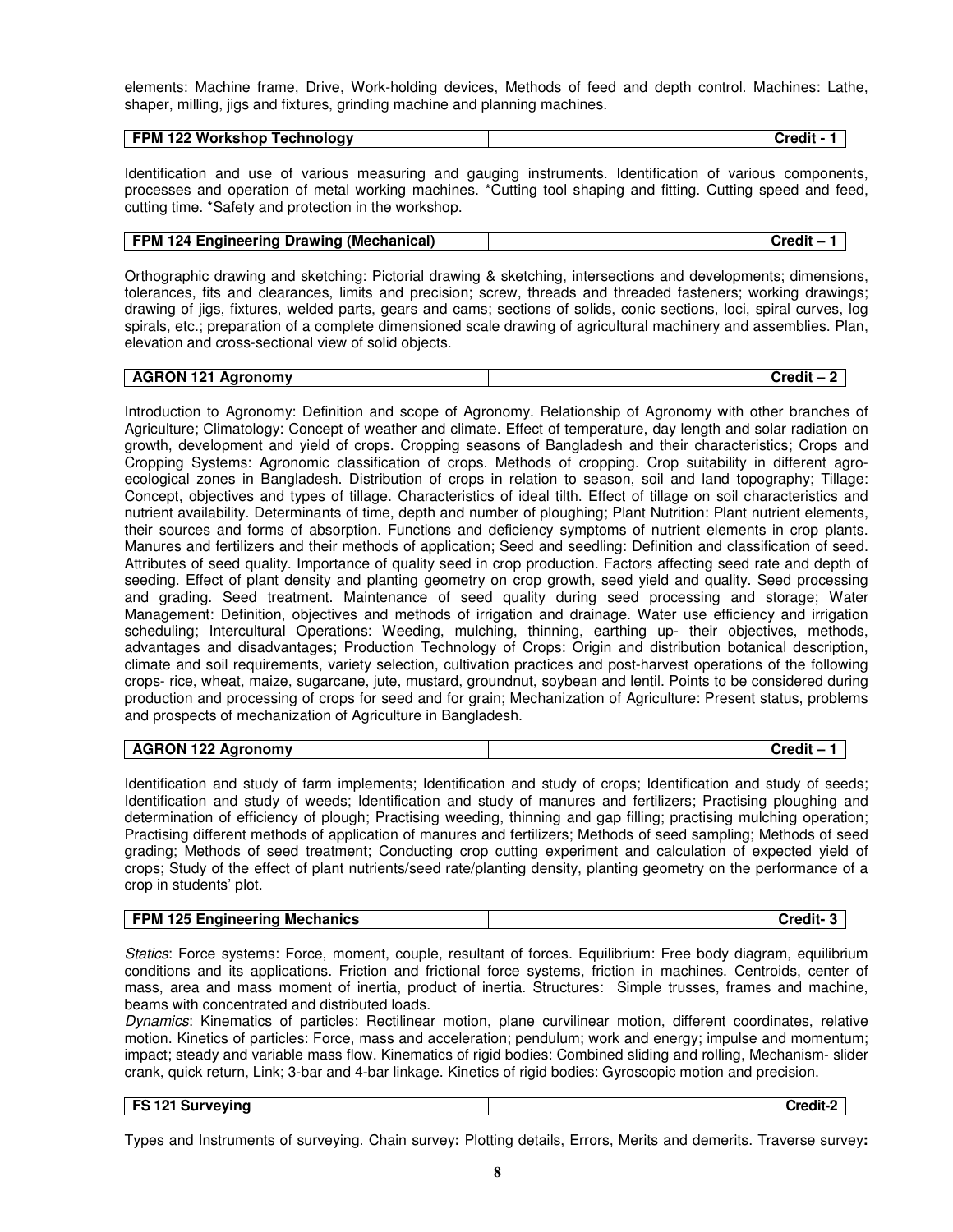elements: Machine frame, Drive, Work-holding devices, Methods of feed and depth control. Machines: Lathe, shaper, milling, jigs and fixtures, grinding machine and planning machines.

| FPM 122 Workshop Technology | Credit - 1 |
|---|---|

Identification and use of various measuring and gauging instruments. Identification of various components, processes and operation of metal working machines. *Cutting tool shaping and fitting. Cutting speed and feed, cutting time. *Safety and protection in the workshop.

| FPM 124 Engineering Drawing (Mechanical) | Credit – 1 |
|---|---|

Orthographic drawing and sketching: Pictorial drawing & sketching, intersections and developments; dimensions, tolerances, fits and clearances, limits and precision; screw, threads and threaded fasteners; working drawings; drawing of jigs, fixtures, welded parts, gears and cams; sections of solids, conic sections, loci, spiral curves, log spirals, etc.; preparation of a complete dimensioned scale drawing of agricultural machinery and assemblies. Plan, elevation and cross-sectional view of solid objects.

| AGRON 121 Agronomy | Credit – 2 |
|---|---|

Introduction to Agronomy: Definition and scope of Agronomy. Relationship of Agronomy with other branches of Agriculture; Climatology: Concept of weather and climate. Effect of temperature, day length and solar radiation on growth, development and yield of crops. Cropping seasons of Bangladesh and their characteristics; Crops and Cropping Systems: Agronomic classification of crops. Methods of cropping. Crop suitability in different agro-ecological zones in Bangladesh. Distribution of crops in relation to season, soil and land topography; Tillage: Concept, objectives and types of tillage. Characteristics of ideal tilth. Effect of tillage on soil characteristics and nutrient availability. Determinants of time, depth and number of ploughing; Plant Nutrition: Plant nutrient elements, their sources and forms of absorption. Functions and deficiency symptoms of nutrient elements in crop plants. Manures and fertilizers and their methods of application; Seed and seedling: Definition and classification of seed. Attributes of seed quality. Importance of quality seed in crop production. Factors affecting seed rate and depth of seeding. Effect of plant density and planting geometry on crop growth, seed yield and quality. Seed processing and grading. Seed treatment. Maintenance of seed quality during seed processing and storage; Water Management: Definition, objectives and methods of irrigation and drainage. Water use efficiency and irrigation scheduling; Intercultural Operations: Weeding, mulching, thinning, earthing up- their objectives, methods, advantages and disadvantages; Production Technology of Crops: Origin and distribution botanical description, climate and soil requirements, variety selection, cultivation practices and post-harvest operations of the following crops- rice, wheat, maize, sugarcane, jute, mustard, groundnut, soybean and lentil. Points to be considered during production and processing of crops for seed and for grain; Mechanization of Agriculture: Present status, problems and prospects of mechanization of Agriculture in Bangladesh.

| AGRON 122 Agronomy | Credit – 1 |
|---|---|

Identification and study of farm implements; Identification and study of crops; Identification and study of seeds; Identification and study of weeds; Identification and study of manures and fertilizers; Practising ploughing and determination of efficiency of plough; Practising weeding, thinning and gap filling; practising mulching operation; Practising different methods of application of manures and fertilizers; Methods of seed sampling; Methods of seed grading; Methods of seed treatment; Conducting crop cutting experiment and calculation of expected yield of crops; Study of the effect of plant nutrients/seed rate/planting density, planting geometry on the performance of a crop in students' plot.

| FPM 125 Engineering Mechanics | Credit- 3 |
|---|---|

*Statics*: Force systems: Force, moment, couple, resultant of forces. Equilibrium: Free body diagram, equilibrium conditions and its applications. Friction and frictional force systems, friction in machines. Centroids, center of mass, area and mass moment of inertia, product of inertia. Structures: Simple trusses, frames and machine, beams with concentrated and distributed loads.

*Dynamics*: Kinematics of particles: Rectilinear motion, plane curvilinear motion, different coordinates, relative motion. Kinetics of particles: Force, mass and acceleration; pendulum; work and energy; impulse and momentum; impact; steady and variable mass flow. Kinematics of rigid bodies: Combined sliding and rolling, Mechanism- slider crank, quick return, Link; 3-bar and 4-bar linkage. Kinetics of rigid bodies: Gyroscopic motion and precision.

| FS 121 Surveying | Credit-2 |
|---|---|

Types and Instruments of surveying. Chain survey**:** Plotting details, Errors, Merits and demerits. Traverse survey**:**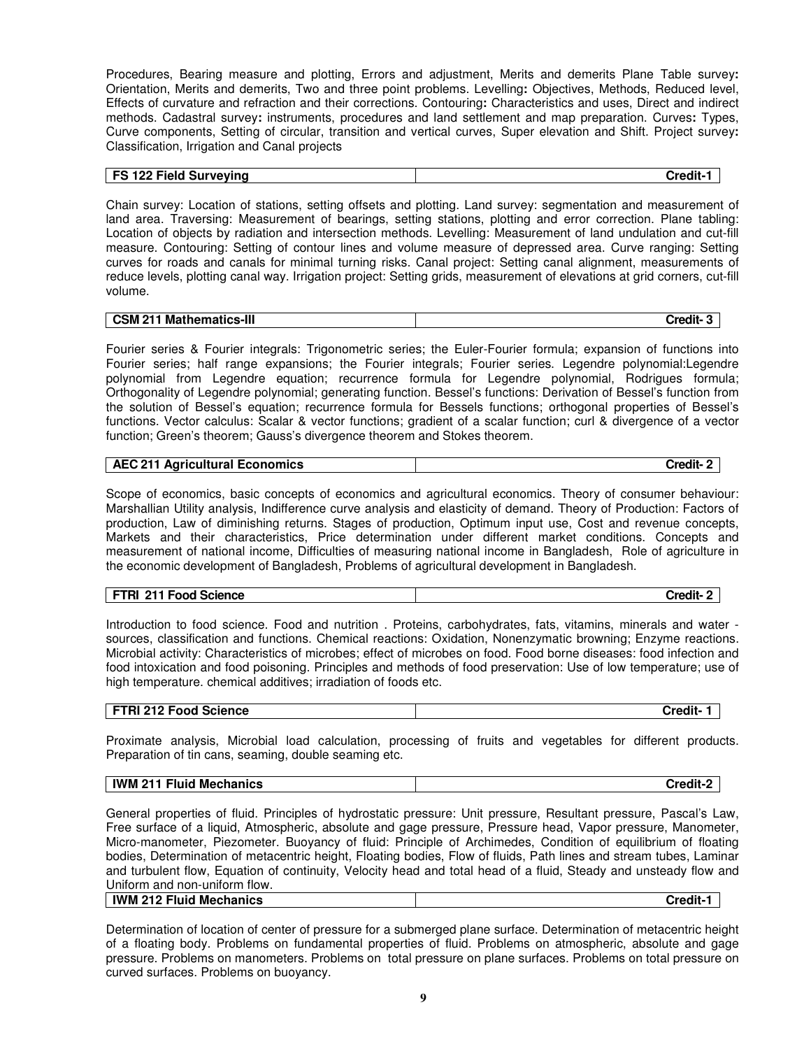Procedures, Bearing measure and plotting, Errors and adjustment, Merits and demerits Plane Table survey**:** Orientation, Merits and demerits, Two and three point problems. Levelling**:** Objectives, Methods, Reduced level, Effects of curvature and refraction and their corrections. Contouring**:** Characteristics and uses, Direct and indirect methods. Cadastral survey**:** instruments, procedures and land settlement and map preparation. Curves**:** Types, Curve components, Setting of circular, transition and vertical curves, Super elevation and Shift. Project survey**:** Classification, Irrigation and Canal projects

| **FS 122 Field Surveying** | **Credit-1** |
|---|---|

Chain survey: Location of stations, setting offsets and plotting. Land survey: segmentation and measurement of land area. Traversing: Measurement of bearings, setting stations, plotting and error correction. Plane tabling: Location of objects by radiation and intersection methods. Levelling: Measurement of land undulation and cut-fill measure. Contouring: Setting of contour lines and volume measure of depressed area. Curve ranging: Setting curves for roads and canals for minimal turning risks. Canal project: Setting canal alignment, measurements of reduce levels, plotting canal way. Irrigation project: Setting grids, measurement of elevations at grid corners, cut-fill volume.

| **CSM 211 Mathematics-III** | **Credit- 3** |
|---|---|

Fourier series & Fourier integrals: Trigonometric series; the Euler-Fourier formula; expansion of functions into Fourier series; half range expansions; the Fourier integrals; Fourier series. Legendre polynomial:Legendre polynomial from Legendre equation; recurrence formula for Legendre polynomial, Rodrigues formula; Orthogonality of Legendre polynomial; generating function. Bessel's functions: Derivation of Bessel's function from the solution of Bessel's equation; recurrence formula for Bessels functions; orthogonal properties of Bessel's functions. Vector calculus: Scalar & vector functions; gradient of a scalar function; curl & divergence of a vector function; Green's theorem; Gauss's divergence theorem and Stokes theorem.

| **AEC 211 Agricultural Economics** | **Credit- 2** |
|---|---|

Scope of economics, basic concepts of economics and agricultural economics. Theory of consumer behaviour: Marshallian Utility analysis, Indifference curve analysis and elasticity of demand. Theory of Production: Factors of production, Law of diminishing returns. Stages of production, Optimum input use, Cost and revenue concepts, Markets and their characteristics, Price determination under different market conditions. Concepts and measurement of national income, Difficulties of measuring national income in Bangladesh, Role of agriculture in the economic development of Bangladesh, Problems of agricultural development in Bangladesh.

| **FTRI 211 Food Science** | **Credit- 2** |
|---|---|

Introduction to food science. Food and nutrition . Proteins, carbohydrates, fats, vitamins, minerals and water - sources, classification and functions. Chemical reactions: Oxidation, Nonenzymatic browning; Enzyme reactions. Microbial activity: Characteristics of microbes; effect of microbes on food. Food borne diseases: food infection and food intoxication and food poisoning. Principles and methods of food preservation: Use of low temperature; use of high temperature. chemical additives; irradiation of foods etc.

| **FTRI 212 Food Science** | **Credit- 1** |
|---|---|

Proximate analysis, Microbial load calculation, processing of fruits and vegetables for different products. Preparation of tin cans, seaming, double seaming etc.

| **IWM 211 Fluid Mechanics** | **Credit-2** |
|---|---|

General properties of fluid. Principles of hydrostatic pressure: Unit pressure, Resultant pressure, Pascal's Law, Free surface of a liquid, Atmospheric, absolute and gage pressure, Pressure head, Vapor pressure, Manometer, Micro-manometer, Piezometer. Buoyancy of fluid: Principle of Archimedes, Condition of equilibrium of floating bodies, Determination of metacentric height, Floating bodies, Flow of fluids, Path lines and stream tubes, Laminar and turbulent flow, Equation of continuity, Velocity head and total head of a fluid, Steady and unsteady flow and Uniform and non-uniform flow.

| **IWM 212 Fluid Mechanics** | **Credit-1** |
|---|---|

Determination of location of center of pressure for a submerged plane surface. Determination of metacentric height of a floating body. Problems on fundamental properties of fluid. Problems on atmospheric, absolute and gage pressure. Problems on manometers. Problems on total pressure on plane surfaces. Problems on total pressure on curved surfaces. Problems on buoyancy.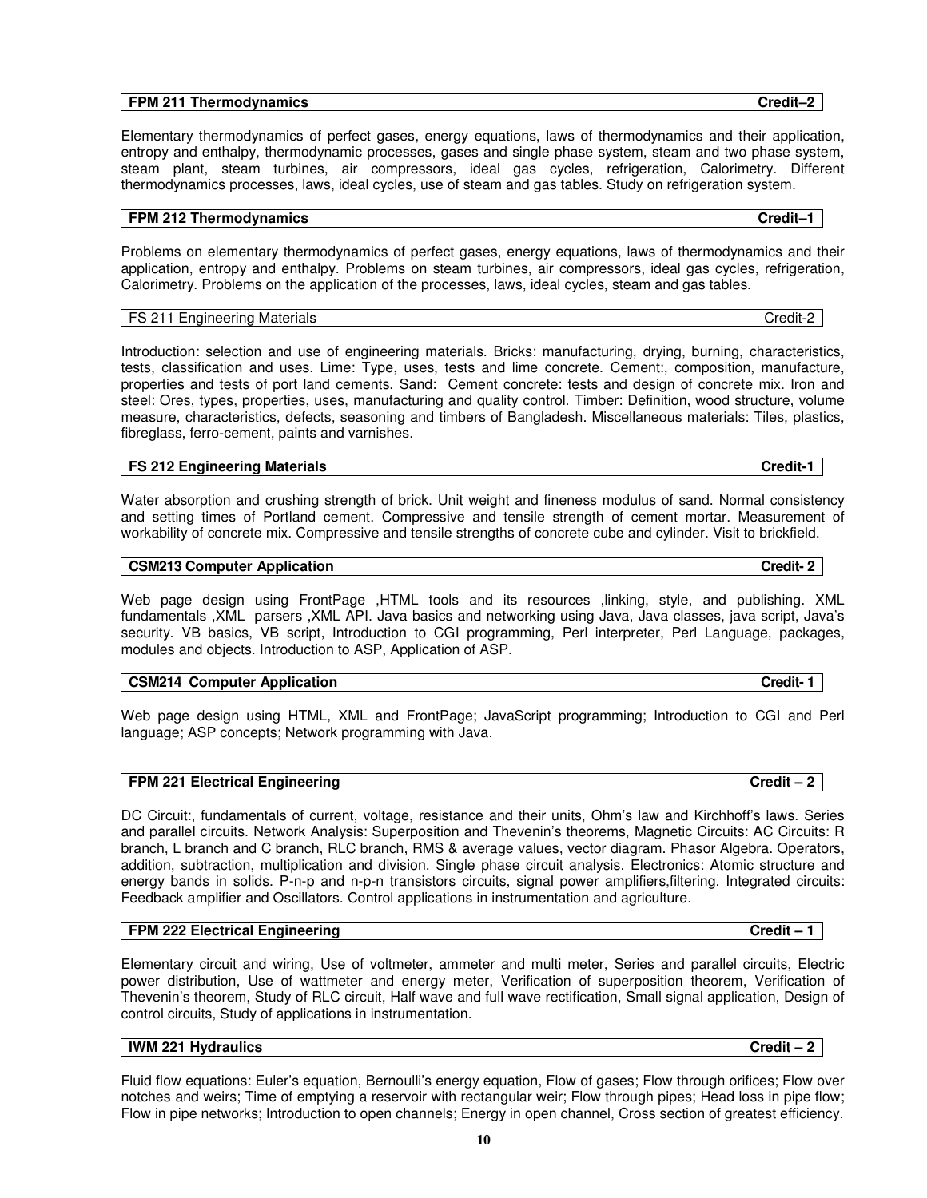| **FPM 211 Thermodynamics** | **Credit–2** |
| --- | --- |

Elementary thermodynamics of perfect gases, energy equations, laws of thermodynamics and their application, entropy and enthalpy, thermodynamic processes, gases and single phase system, steam and two phase system, steam plant, steam turbines, air compressors, ideal gas cycles, refrigeration, Calorimetry. Different thermodynamics processes, laws, ideal cycles, use of steam and gas tables. Study on refrigeration system.

| **FPM 212 Thermodynamics** | **Credit–1** |
| --- | --- |

Problems on elementary thermodynamics of perfect gases, energy equations, laws of thermodynamics and their application, entropy and enthalpy. Problems on steam turbines, air compressors, ideal gas cycles, refrigeration, Calorimetry. Problems on the application of the processes, laws, ideal cycles, steam and gas tables.

| FS 211 Engineering Materials | Credit-2 |
| --- | --- |

Introduction: selection and use of engineering materials. Bricks: manufacturing, drying, burning, characteristics, tests, classification and uses. Lime: Type, uses, tests and lime concrete. Cement:, composition, manufacture, properties and tests of port land cements. Sand: Cement concrete: tests and design of concrete mix. Iron and steel: Ores, types, properties, uses, manufacturing and quality control. Timber: Definition, wood structure, volume measure, characteristics, defects, seasoning and timbers of Bangladesh. Miscellaneous materials: Tiles, plastics, fibreglass, ferro-cement, paints and varnishes.

| **FS 212 Engineering Materials** | **Credit-1** |
| --- | --- |

Water absorption and crushing strength of brick. Unit weight and fineness modulus of sand. Normal consistency and setting times of Portland cement. Compressive and tensile strength of cement mortar. Measurement of workability of concrete mix. Compressive and tensile strengths of concrete cube and cylinder. Visit to brickfield.

| **CSM213 Computer Application** | **Credit- 2** |
| --- | --- |

Web page design using FrontPage ,HTML tools and its resources ,linking, style, and publishing. XML fundamentals ,XML parsers ,XML API. Java basics and networking using Java, Java classes, java script, Java's security. VB basics, VB script, Introduction to CGI programming, Perl interpreter, Perl Language, packages, modules and objects. Introduction to ASP, Application of ASP.

| **CSM214 Computer Application** | **Credit- 1** |
| --- | --- |

Web page design using HTML, XML and FrontPage; JavaScript programming; Introduction to CGI and Perl language; ASP concepts; Network programming with Java.

| **FPM 221 Electrical Engineering** | **Credit – 2** |
| --- | --- |

DC Circuit:, fundamentals of current, voltage, resistance and their units, Ohm's law and Kirchhoff's laws. Series and parallel circuits. Network Analysis: Superposition and Thevenin's theorems, Magnetic Circuits: AC Circuits: R branch, L branch and C branch, RLC branch, RMS & average values, vector diagram. Phasor Algebra. Operators, addition, subtraction, multiplication and division. Single phase circuit analysis. Electronics: Atomic structure and energy bands in solids. P-n-p and n-p-n transistors circuits, signal power amplifiers,filtering. Integrated circuits: Feedback amplifier and Oscillators. Control applications in instrumentation and agriculture.

| **FPM 222 Electrical Engineering** | **Credit – 1** |
| --- | --- |

Elementary circuit and wiring, Use of voltmeter, ammeter and multi meter, Series and parallel circuits, Electric power distribution, Use of wattmeter and energy meter, Verification of superposition theorem, Verification of Thevenin's theorem, Study of RLC circuit, Half wave and full wave rectification, Small signal application, Design of control circuits, Study of applications in instrumentation.

| **IWM 221 Hydraulics** | **Credit – 2** |
| --- | --- |

Fluid flow equations: Euler's equation, Bernoulli's energy equation, Flow of gases; Flow through orifices; Flow over notches and weirs; Time of emptying a reservoir with rectangular weir; Flow through pipes; Head loss in pipe flow; Flow in pipe networks; Introduction to open channels; Energy in open channel, Cross section of greatest efficiency.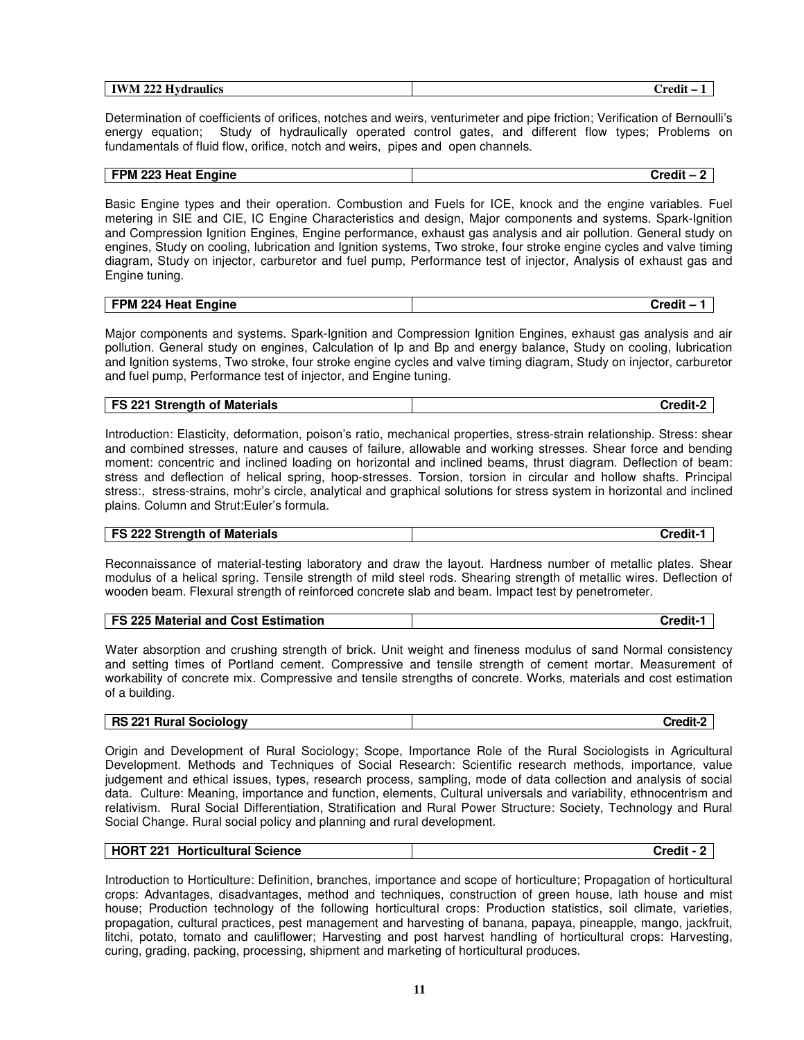| IWM 222 Hydraulics | Credit – 1 |
|---|---|

Determination of coefficients of orifices, notches and weirs, venturimeter and pipe friction; Verification of Bernoulli's energy equation; Study of hydraulically operated control gates, and different flow types; Problems on fundamentals of fluid flow, orifice, notch and weirs, pipes and open channels.

| FPM 223 Heat Engine | Credit – 2 |
|---|---|

Basic Engine types and their operation. Combustion and Fuels for ICE, knock and the engine variables. Fuel metering in SIE and CIE, IC Engine Characteristics and design, Major components and systems. Spark-Ignition and Compression Ignition Engines, Engine performance, exhaust gas analysis and air pollution. General study on engines, Study on cooling, lubrication and Ignition systems, Two stroke, four stroke engine cycles and valve timing diagram, Study on injector, carburetor and fuel pump, Performance test of injector, Analysis of exhaust gas and Engine tuning.

| FPM 224 Heat Engine | Credit – 1 |
|---|---|

Major components and systems. Spark-Ignition and Compression Ignition Engines, exhaust gas analysis and air pollution. General study on engines, Calculation of Ip and Bp and energy balance, Study on cooling, lubrication and Ignition systems, Two stroke, four stroke engine cycles and valve timing diagram, Study on injector, carburetor and fuel pump, Performance test of injector, and Engine tuning.

| FS 221 Strength of Materials | Credit-2 |
|---|---|

Introduction: Elasticity, deformation, poison's ratio, mechanical properties, stress-strain relationship. Stress: shear and combined stresses, nature and causes of failure, allowable and working stresses. Shear force and bending moment: concentric and inclined loading on horizontal and inclined beams, thrust diagram. Deflection of beam: stress and deflection of helical spring, hoop-stresses. Torsion, torsion in circular and hollow shafts. Principal stress:, stress-strains, mohr's circle, analytical and graphical solutions for stress system in horizontal and inclined plains. Column and Strut:Euler's formula.

| FS 222 Strength of Materials | Credit-1 |
|---|---|

Reconnaissance of material-testing laboratory and draw the layout. Hardness number of metallic plates. Shear modulus of a helical spring. Tensile strength of mild steel rods. Shearing strength of metallic wires. Deflection of wooden beam. Flexural strength of reinforced concrete slab and beam. Impact test by penetrometer.

| FS 225 Material and Cost Estimation | Credit-1 |
|---|---|

Water absorption and crushing strength of brick. Unit weight and fineness modulus of sand Normal consistency and setting times of Portland cement. Compressive and tensile strength of cement mortar. Measurement of workability of concrete mix. Compressive and tensile strengths of concrete. Works, materials and cost estimation of a building.

| RS 221 Rural Sociology | Credit-2 |
|---|---|

Origin and Development of Rural Sociology; Scope, Importance Role of the Rural Sociologists in Agricultural Development. Methods and Techniques of Social Research: Scientific research methods, importance, value judgement and ethical issues, types, research process, sampling, mode of data collection and analysis of social data. Culture: Meaning, importance and function, elements, Cultural universals and variability, ethnocentrism and relativism. Rural Social Differentiation, Stratification and Rural Power Structure: Society, Technology and Rural Social Change. Rural social policy and planning and rural development.

| HORT 221 Horticultural Science | Credit - 2 |
|---|---|

Introduction to Horticulture: Definition, branches, importance and scope of horticulture; Propagation of horticultural crops: Advantages, disadvantages, method and techniques, construction of green house, lath house and mist house; Production technology of the following horticultural crops: Production statistics, soil climate, varieties, propagation, cultural practices, pest management and harvesting of banana, papaya, pineapple, mango, jackfruit, litchi, potato, tomato and cauliflower; Harvesting and post harvest handling of horticultural crops: Harvesting, curing, grading, packing, processing, shipment and marketing of horticultural produces.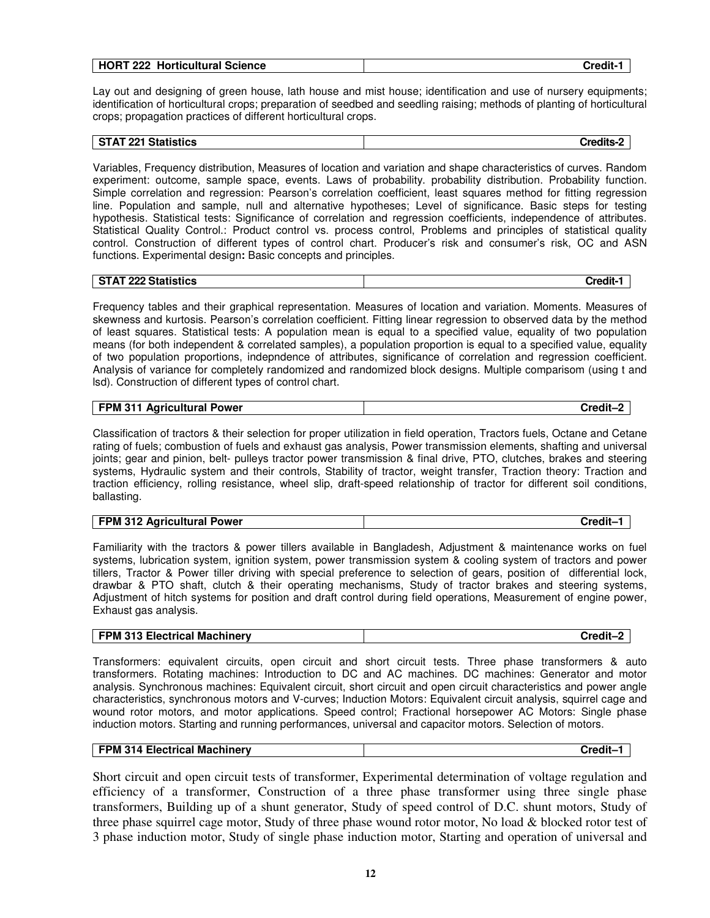| HORT 222 Horticultural Science | Credit-1 |
|---|---|

Lay out and designing of green house, lath house and mist house; identification and use of nursery equipments; identification of horticultural crops; preparation of seedbed and seedling raising; methods of planting of horticultural crops; propagation practices of different horticultural crops.

| STAT 221 Statistics | Credits-2 |
|---|---|

Variables, Frequency distribution, Measures of location and variation and shape characteristics of curves. Random experiment: outcome, sample space, events. Laws of probability. probability distribution. Probability function. Simple correlation and regression: Pearson's correlation coefficient, least squares method for fitting regression line. Population and sample, null and alternative hypotheses; Level of significance. Basic steps for testing hypothesis. Statistical tests: Significance of correlation and regression coefficients, independence of attributes. Statistical Quality Control.: Product control vs. process control, Problems and principles of statistical quality control. Construction of different types of control chart. Producer's risk and consumer's risk, OC and ASN functions. Experimental design**:** Basic concepts and principles.

| STAT 222 Statistics | Credit-1 |
|---|---|

Frequency tables and their graphical representation. Measures of location and variation. Moments. Measures of skewness and kurtosis. Pearson's correlation coefficient. Fitting linear regression to observed data by the method of least squares. Statistical tests: A population mean is equal to a specified value, equality of two population means (for both independent & correlated samples), a population proportion is equal to a specified value, equality of two population proportions, indepndence of attributes, significance of correlation and regression coefficient. Analysis of variance for completely randomized and randomized block designs. Multiple comparisom (using t and lsd). Construction of different types of control chart.

| FPM 311 Agricultural Power | Credit–2 |
|---|---|

Classification of tractors & their selection for proper utilization in field operation, Tractors fuels, Octane and Cetane rating of fuels; combustion of fuels and exhaust gas analysis, Power transmission elements, shafting and universal joints; gear and pinion, belt- pulleys tractor power transmission & final drive, PTO, clutches, brakes and steering systems, Hydraulic system and their controls, Stability of tractor, weight transfer, Traction theory: Traction and traction efficiency, rolling resistance, wheel slip, draft-speed relationship of tractor for different soil conditions, ballasting.

| FPM 312 Agricultural Power | Credit–1 |
|---|---|

Familiarity with the tractors & power tillers available in Bangladesh, Adjustment & maintenance works on fuel systems, lubrication system, ignition system, power transmission system & cooling system of tractors and power tillers, Tractor & Power tiller driving with special preference to selection of gears, position of differential lock, drawbar & PTO shaft, clutch & their operating mechanisms, Study of tractor brakes and steering systems, Adjustment of hitch systems for position and draft control during field operations, Measurement of engine power, Exhaust gas analysis.

| FPM 313 Electrical Machinery | Credit–2 |
|---|---|

Transformers: equivalent circuits, open circuit and short circuit tests. Three phase transformers & auto transformers. Rotating machines: Introduction to DC and AC machines. DC machines: Generator and motor analysis. Synchronous machines: Equivalent circuit, short circuit and open circuit characteristics and power angle characteristics, synchronous motors and V-curves; Induction Motors: Equivalent circuit analysis, squirrel cage and wound rotor motors, and motor applications. Speed control; Fractional horsepower AC Motors: Single phase induction motors. Starting and running performances, universal and capacitor motors. Selection of motors.

| FPM 314 Electrical Machinery | Credit–1 |
|---|---|

Short circuit and open circuit tests of transformer, Experimental determination of voltage regulation and efficiency of a transformer, Construction of a three phase transformer using three single phase transformers, Building up of a shunt generator, Study of speed control of D.C. shunt motors, Study of three phase squirrel cage motor, Study of three phase wound rotor motor, No load & blocked rotor test of 3 phase induction motor, Study of single phase induction motor, Starting and operation of universal and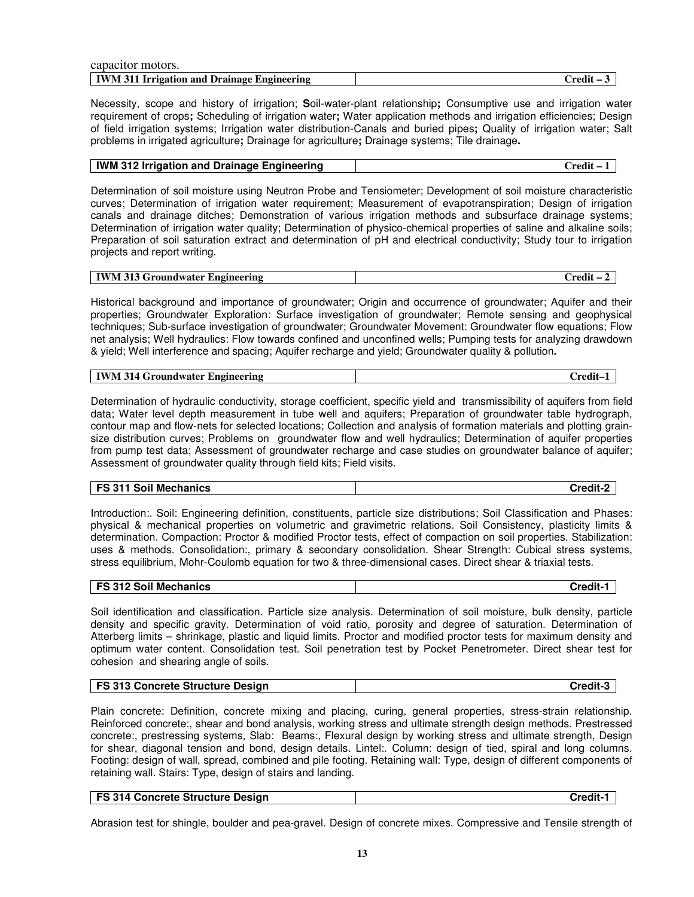capacitor motors.

| IWM 311 Irrigation and Drainage Engineering | Credit – 3 |
|---|---|

Necessity, scope and history of irrigation; **S**oil-water-plant relationship**;** Consumptive use and irrigation water requirement of crops**;** Scheduling of irrigation water**;** Water application methods and irrigation efficiencies; Design of field irrigation systems; Irrigation water distribution-Canals and buried pipes**;** Quality of irrigation water; Salt problems in irrigated agriculture**;** Drainage for agriculture**;** Drainage systems; Tile drainage**.**

| IWM 312 Irrigation and Drainage Engineering | Credit – 1 |
|---|---|

Determination of soil moisture using Neutron Probe and Tensiometer; Development of soil moisture characteristic curves; Determination of irrigation water requirement; Measurement of evapotranspiration; Design of irrigation canals and drainage ditches; Demonstration of various irrigation methods and subsurface drainage systems; Determination of irrigation water quality; Determination of physico-chemical properties of saline and alkaline soils; Preparation of soil saturation extract and determination of pH and electrical conductivity; Study tour to irrigation projects and report writing.

| IWM 313 Groundwater Engineering | Credit – 2 |
|---|---|

Historical background and importance of groundwater; Origin and occurrence of groundwater; Aquifer and their properties; Groundwater Exploration: Surface investigation of groundwater; Remote sensing and geophysical techniques; Sub-surface investigation of groundwater; Groundwater Movement: Groundwater flow equations; Flow net analysis; Well hydraulics: Flow towards confined and unconfined wells; Pumping tests for analyzing drawdown & yield; Well interference and spacing; Aquifer recharge and yield; Groundwater quality & pollution**.**

| IWM 314 Groundwater Engineering | Credit–1 |
|---|---|

Determination of hydraulic conductivity, storage coefficient, specific yield and transmissibility of aquifers from field data; Water level depth measurement in tube well and aquifers; Preparation of groundwater table hydrograph, contour map and flow-nets for selected locations; Collection and analysis of formation materials and plotting grain-size distribution curves; Problems on groundwater flow and well hydraulics; Determination of aquifer properties from pump test data; Assessment of groundwater recharge and case studies on groundwater balance of aquifer; Assessment of groundwater quality through field kits; Field visits.

| FS 311 Soil Mechanics | Credit-2 |
|---|---|

Introduction:. Soil: Engineering definition, constituents, particle size distributions; Soil Classification and Phases: physical & mechanical properties on volumetric and gravimetric relations. Soil Consistency, plasticity limits & determination. Compaction: Proctor & modified Proctor tests, effect of compaction on soil properties. Stabilization: uses & methods. Consolidation:, primary & secondary consolidation. Shear Strength: Cubical stress systems, stress equilibrium, Mohr-Coulomb equation for two & three-dimensional cases. Direct shear & triaxial tests.

| FS 312 Soil Mechanics | Credit-1 |
|---|---|

Soil identification and classification. Particle size analysis. Determination of soil moisture, bulk density, particle density and specific gravity. Determination of void ratio, porosity and degree of saturation. Determination of Atterberg limits – shrinkage, plastic and liquid limits. Proctor and modified proctor tests for maximum density and optimum water content. Consolidation test. Soil penetration test by Pocket Penetrometer. Direct shear test for cohesion and shearing angle of soils.

| FS 313 Concrete Structure Design | Credit-3 |
|---|---|

Plain concrete: Definition, concrete mixing and placing, curing, general properties, stress-strain relationship. Reinforced concrete:, shear and bond analysis, working stress and ultimate strength design methods. Prestressed concrete:, prestressing systems, Slab: Beams:, Flexural design by working stress and ultimate strength, Design for shear, diagonal tension and bond, design details. Lintel:. Column: design of tied, spiral and long columns. Footing: design of wall, spread, combined and pile footing. Retaining wall: Type, design of different components of retaining wall. Stairs: Type, design of stairs and landing.

| FS 314 Concrete Structure Design | Credit-1 |
|---|---|

Abrasion test for shingle, boulder and pea-gravel. Design of concrete mixes. Compressive and Tensile strength of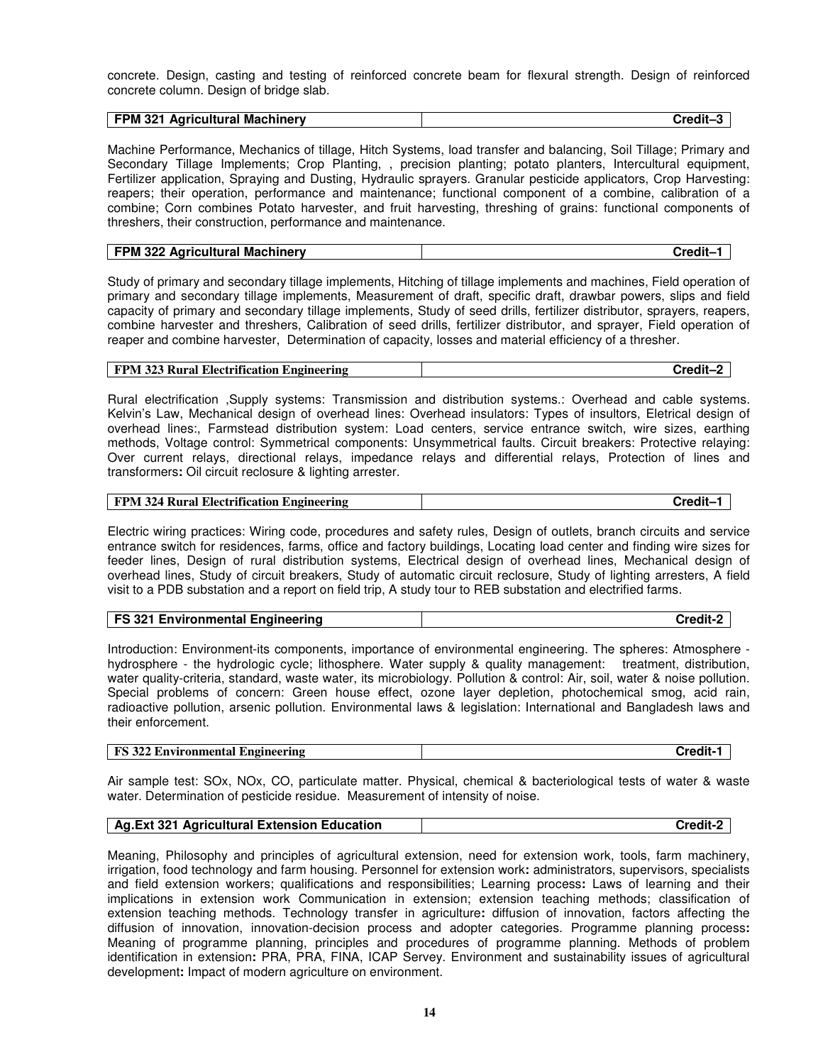concrete. Design, casting and testing of reinforced concrete beam for flexural strength. Design of reinforced concrete column. Design of bridge slab.

| FPM 321 Agricultural Machinery | Credit–3 |
|---|---|

Machine Performance, Mechanics of tillage, Hitch Systems, load transfer and balancing, Soil Tillage; Primary and Secondary Tillage Implements; Crop Planting, , precision planting; potato planters, Intercultural equipment, Fertilizer application, Spraying and Dusting, Hydraulic sprayers. Granular pesticide applicators, Crop Harvesting: reapers; their operation, performance and maintenance; functional component of a combine, calibration of a combine; Corn combines Potato harvester, and fruit harvesting, threshing of grains: functional components of threshers, their construction, performance and maintenance.

| FPM 322 Agricultural Machinery | Credit–1 |
|---|---|

Study of primary and secondary tillage implements, Hitching of tillage implements and machines, Field operation of primary and secondary tillage implements, Measurement of draft, specific draft, drawbar powers, slips and field capacity of primary and secondary tillage implements, Study of seed drills, fertilizer distributor, sprayers, reapers, combine harvester and threshers, Calibration of seed drills, fertilizer distributor, and sprayer, Field operation of reaper and combine harvester, Determination of capacity, losses and material efficiency of a thresher.

| FPM 323 Rural Electrification Engineering | Credit–2 |
|---|---|

Rural electrification ,Supply systems: Transmission and distribution systems.: Overhead and cable systems. Kelvin's Law, Mechanical design of overhead lines: Overhead insulators: Types of insultors, Eletrical design of overhead lines:, Farmstead distribution system: Load centers, service entrance switch, wire sizes, earthing methods, Voltage control: Symmetrical components: Unsymmetrical faults. Circuit breakers: Protective relaying: Over current relays, directional relays, impedance relays and differential relays, Protection of lines and transformers**:** Oil circuit reclosure & lighting arrester.

| FPM 324 Rural Electrification Engineering | Credit–1 |
|---|---|

Electric wiring practices: Wiring code, procedures and safety rules, Design of outlets, branch circuits and service entrance switch for residences, farms, office and factory buildings, Locating load center and finding wire sizes for feeder lines, Design of rural distribution systems, Electrical design of overhead lines, Mechanical design of overhead lines, Study of circuit breakers, Study of automatic circuit reclosure, Study of lighting arresters, A field visit to a PDB substation and a report on field trip, A study tour to REB substation and electrified farms.

| FS 321 Environmental Engineering | Credit-2 |
|---|---|

Introduction: Environment-its components, importance of environmental engineering. The spheres: Atmosphere - hydrosphere - the hydrologic cycle; lithosphere. Water supply & quality management: treatment, distribution, water quality-criteria, standard, waste water, its microbiology. Pollution & control: Air, soil, water & noise pollution. Special problems of concern: Green house effect, ozone layer depletion, photochemical smog, acid rain, radioactive pollution, arsenic pollution. Environmental laws & legislation: International and Bangladesh laws and their enforcement.

| FS 322 Environmental Engineering | Credit-1 |
|---|---|

Air sample test: SOx, NOx, CO, particulate matter. Physical, chemical & bacteriological tests of water & waste water. Determination of pesticide residue. Measurement of intensity of noise.

| Ag.Ext 321 Agricultural Extension Education | Credit-2 |
|---|---|

Meaning, Philosophy and principles of agricultural extension, need for extension work, tools, farm machinery, irrigation, food technology and farm housing. Personnel for extension work**:** administrators, supervisors, specialists and field extension workers; qualifications and responsibilities; Learning process**:** Laws of learning and their implications in extension work Communication in extension; extension teaching methods; classification of extension teaching methods. Technology transfer in agriculture**:** diffusion of innovation, factors affecting the diffusion of innovation, innovation-decision process and adopter categories. Programme planning process**:** Meaning of programme planning, principles and procedures of programme planning. Methods of problem identification in extension**:** PRA, PRA, FINA, ICAP Servey. Environment and sustainability issues of agricultural development**:** Impact of modern agriculture on environment.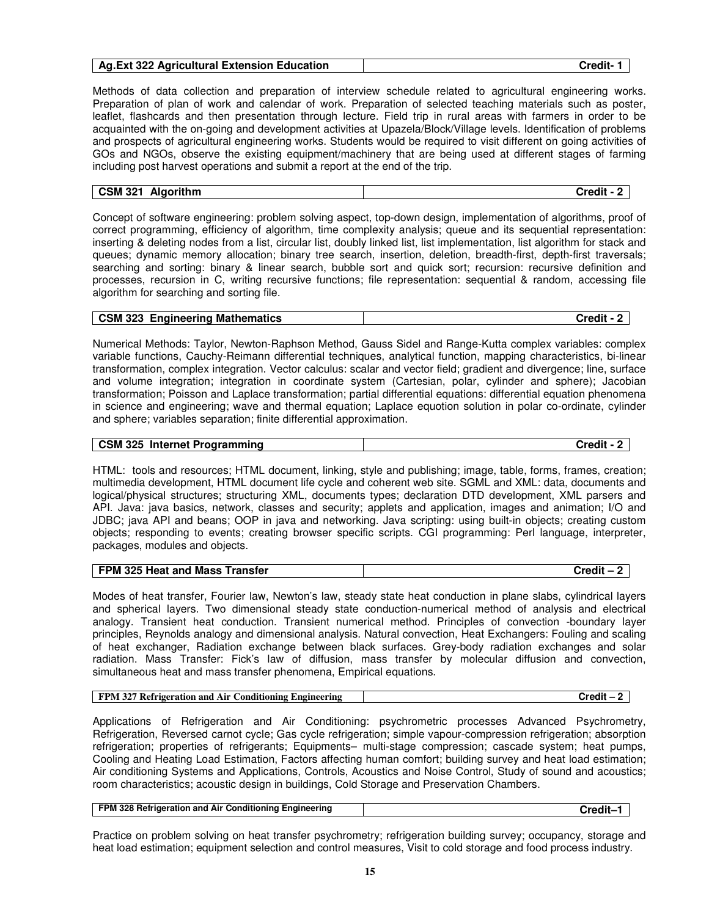| **Ag.Ext 322 Agricultural Extension Education** | **Credit- 1** |
|---|---|

Methods of data collection and preparation of interview schedule related to agricultural engineering works. Preparation of plan of work and calendar of work. Preparation of selected teaching materials such as poster, leaflet, flashcards and then presentation through lecture. Field trip in rural areas with farmers in order to be acquainted with the on-going and development activities at Upazela/Block/Village levels. Identification of problems and prospects of agricultural engineering works. Students would be required to visit different on going activities of GOs and NGOs, observe the existing equipment/machinery that are being used at different stages of farming including post harvest operations and submit a report at the end of the trip.

| **CSM 321 Algorithm** | **Credit - 2** |
|---|---|

Concept of software engineering: problem solving aspect, top-down design, implementation of algorithms, proof of correct programming, efficiency of algorithm, time complexity analysis; queue and its sequential representation: inserting & deleting nodes from a list, circular list, doubly linked list, list implementation, list algorithm for stack and queues; dynamic memory allocation; binary tree search, insertion, deletion, breadth-first, depth-first traversals; searching and sorting: binary & linear search, bubble sort and quick sort; recursion: recursive definition and processes, recursion in C, writing recursive functions; file representation: sequential & random, accessing file algorithm for searching and sorting file.

| **CSM 323 Engineering Mathematics** | **Credit - 2** |
|---|---|

Numerical Methods: Taylor, Newton-Raphson Method, Gauss Sidel and Range-Kutta complex variables: complex variable functions, Cauchy-Reimann differential techniques, analytical function, mapping characteristics, bi-linear transformation, complex integration. Vector calculus: scalar and vector field; gradient and divergence; line, surface and volume integration; integration in coordinate system (Cartesian, polar, cylinder and sphere); Jacobian transformation; Poisson and Laplace transformation; partial differential equations: differential equation phenomena in science and engineering; wave and thermal equation; Laplace equotion solution in polar co-ordinate, cylinder and sphere; variables separation; finite differential approximation.

| **CSM 325 Internet Programming** | **Credit - 2** |
|---|---|

HTML: tools and resources; HTML document, linking, style and publishing; image, table, forms, frames, creation; multimedia development, HTML document life cycle and coherent web site. SGML and XML: data, documents and logical/physical structures; structuring XML, documents types; declaration DTD development, XML parsers and API. Java: java basics, network, classes and security; applets and application, images and animation; I/O and JDBC; java API and beans; OOP in java and networking. Java scripting: using built-in objects; creating custom objects; responding to events; creating browser specific scripts. CGI programming: Perl language, interpreter, packages, modules and objects.

| **FPM 325 Heat and Mass Transfer** | **Credit – 2** |
|---|---|

Modes of heat transfer, Fourier law, Newton's law, steady state heat conduction in plane slabs, cylindrical layers and spherical layers. Two dimensional steady state conduction-numerical method of analysis and electrical analogy. Transient heat conduction. Transient numerical method. Principles of convection -boundary layer principles, Reynolds analogy and dimensional analysis. Natural convection, Heat Exchangers: Fouling and scaling of heat exchanger, Radiation exchange between black surfaces. Grey-body radiation exchanges and solar radiation. Mass Transfer: Fick's law of diffusion, mass transfer by molecular diffusion and convection, simultaneous heat and mass transfer phenomena, Empirical equations.

| **FPM 327 Refrigeration and Air Conditioning Engineering** | **Credit – 2** |
|---|---|

Applications of Refrigeration and Air Conditioning: psychrometric processes Advanced Psychrometry, Refrigeration, Reversed carnot cycle; Gas cycle refrigeration; simple vapour-compression refrigeration; absorption refrigeration; properties of refrigerants; Equipments– multi-stage compression; cascade system; heat pumps, Cooling and Heating Load Estimation, Factors affecting human comfort; building survey and heat load estimation; Air conditioning Systems and Applications, Controls, Acoustics and Noise Control, Study of sound and acoustics; room characteristics; acoustic design in buildings, Cold Storage and Preservation Chambers.

| **FPM 328 Refrigeration and Air Conditioning Engineering** | **Credit–1** |
|---|---|

Practice on problem solving on heat transfer psychrometry; refrigeration building survey; occupancy, storage and heat load estimation; equipment selection and control measures, Visit to cold storage and food process industry.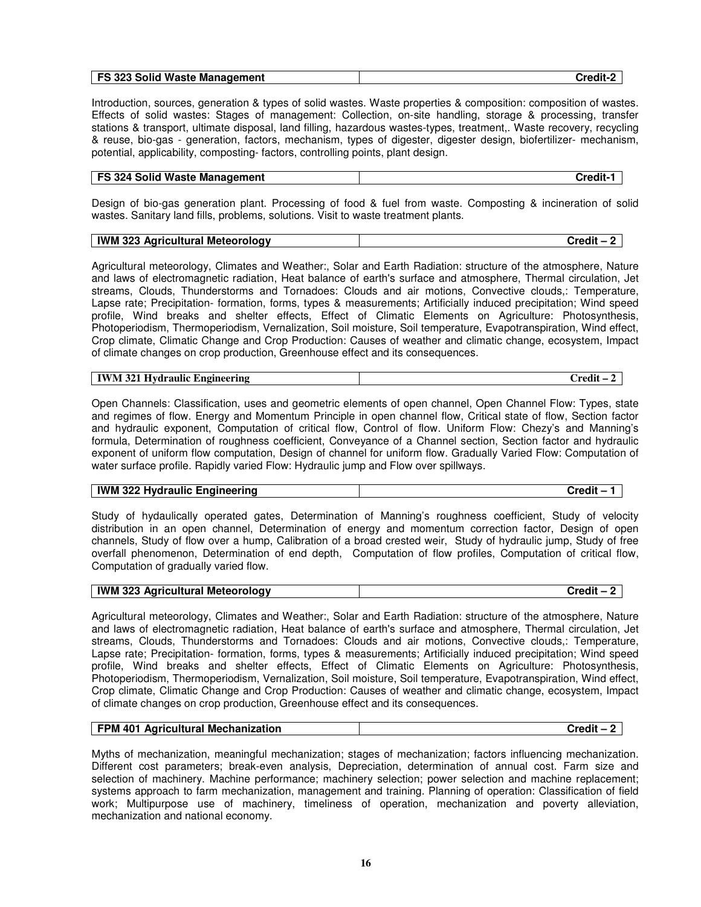| FS 323 Solid Waste Management | Credit-2 |
|---|---|

Introduction, sources, generation & types of solid wastes. Waste properties & composition: composition of wastes. Effects of solid wastes: Stages of management: Collection, on-site handling, storage & processing, transfer stations & transport, ultimate disposal, land filling, hazardous wastes-types, treatment,. Waste recovery, recycling & reuse, bio-gas - generation, factors, mechanism, types of digester, digester design, biofertilizer- mechanism, potential, applicability, composting- factors, controlling points, plant design.

| FS 324 Solid Waste Management | Credit-1 |
|---|---|

Design of bio-gas generation plant. Processing of food & fuel from waste. Composting & incineration of solid wastes. Sanitary land fills, problems, solutions. Visit to waste treatment plants.

| IWM 323 Agricultural Meteorology | Credit – 2 |
|---|---|

Agricultural meteorology, Climates and Weather:, Solar and Earth Radiation: structure of the atmosphere, Nature and laws of electromagnetic radiation, Heat balance of earth's surface and atmosphere, Thermal circulation, Jet streams, Clouds, Thunderstorms and Tornadoes: Clouds and air motions, Convective clouds,: Temperature, Lapse rate; Precipitation- formation, forms, types & measurements; Artificially induced precipitation; Wind speed profile, Wind breaks and shelter effects, Effect of Climatic Elements on Agriculture: Photosynthesis, Photoperiodism, Thermoperiodism, Vernalization, Soil moisture, Soil temperature, Evapotranspiration, Wind effect, Crop climate, Climatic Change and Crop Production: Causes of weather and climatic change, ecosystem, Impact of climate changes on crop production, Greenhouse effect and its consequences.

| IWM 321 Hydraulic Engineering | Credit – 2 |
|---|---|

Open Channels: Classification, uses and geometric elements of open channel, Open Channel Flow: Types, state and regimes of flow. Energy and Momentum Principle in open channel flow, Critical state of flow, Section factor and hydraulic exponent, Computation of critical flow, Control of flow. Uniform Flow: Chezy's and Manning's formula, Determination of roughness coefficient, Conveyance of a Channel section, Section factor and hydraulic exponent of uniform flow computation, Design of channel for uniform flow. Gradually Varied Flow: Computation of water surface profile. Rapidly varied Flow: Hydraulic jump and Flow over spillways.

| IWM 322 Hydraulic Engineering | Credit – 1 |
|---|---|

Study of hydaulically operated gates, Determination of Manning's roughness coefficient, Study of velocity distribution in an open channel, Determination of energy and momentum correction factor, Design of open channels, Study of flow over a hump, Calibration of a broad crested weir, Study of hydraulic jump, Study of free overfall phenomenon, Determination of end depth, Computation of flow profiles, Computation of critical flow, Computation of gradually varied flow.

| IWM 323 Agricultural Meteorology | Credit – 2 |
|---|---|

Agricultural meteorology, Climates and Weather:, Solar and Earth Radiation: structure of the atmosphere, Nature and laws of electromagnetic radiation, Heat balance of earth's surface and atmosphere, Thermal circulation, Jet streams, Clouds, Thunderstorms and Tornadoes: Clouds and air motions, Convective clouds,: Temperature, Lapse rate; Precipitation- formation, forms, types & measurements; Artificially induced precipitation; Wind speed profile, Wind breaks and shelter effects, Effect of Climatic Elements on Agriculture: Photosynthesis, Photoperiodism, Thermoperiodism, Vernalization, Soil moisture, Soil temperature, Evapotranspiration, Wind effect, Crop climate, Climatic Change and Crop Production: Causes of weather and climatic change, ecosystem, Impact of climate changes on crop production, Greenhouse effect and its consequences.

| FPM 401 Agricultural Mechanization | Credit – 2 |
|---|---|

Myths of mechanization, meaningful mechanization; stages of mechanization; factors influencing mechanization. Different cost parameters; break-even analysis, Depreciation, determination of annual cost. Farm size and selection of machinery. Machine performance; machinery selection; power selection and machine replacement; systems approach to farm mechanization, management and training. Planning of operation: Classification of field work; Multipurpose use of machinery, timeliness of operation, mechanization and poverty alleviation, mechanization and national economy.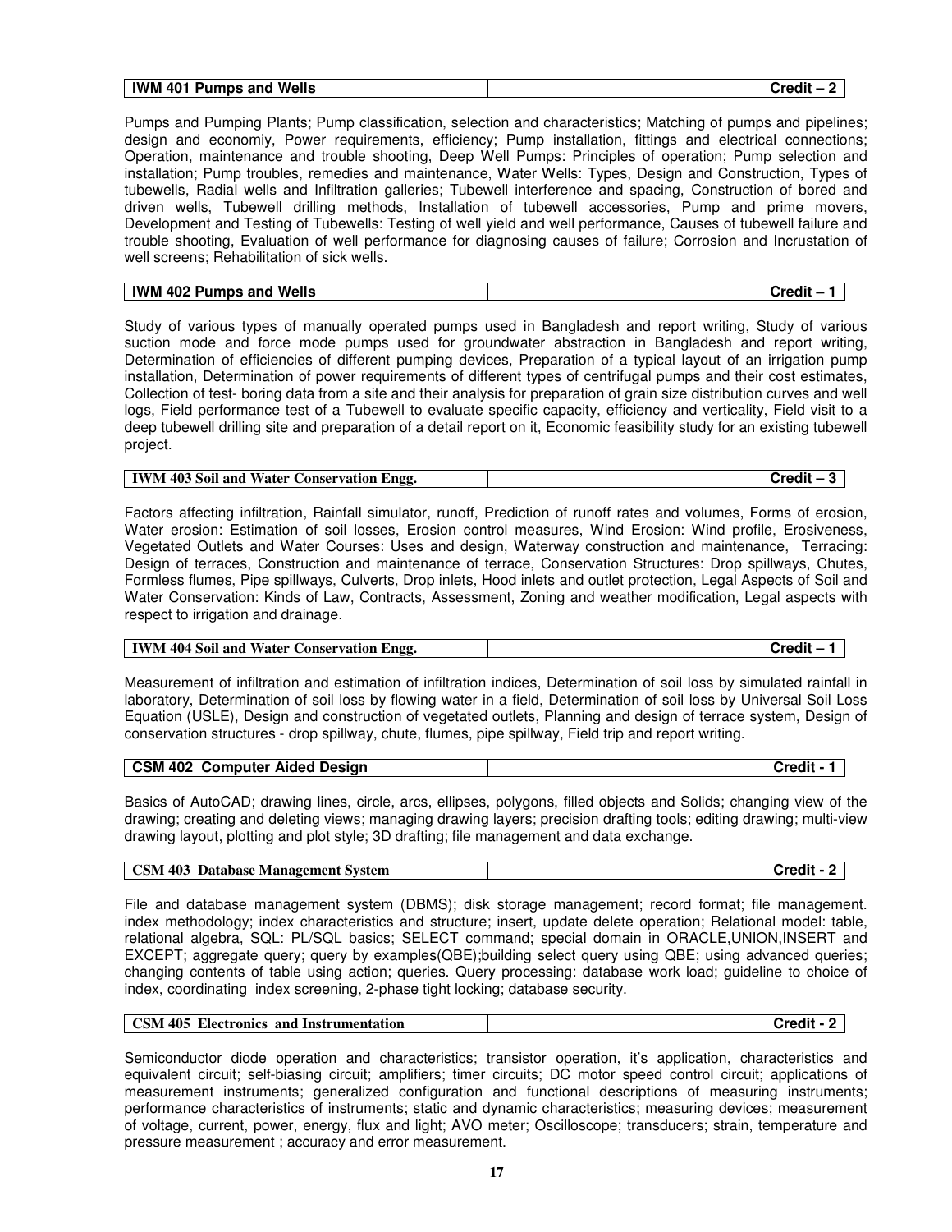| **IWM 401 Pumps and Wells** | **Credit – 2** |
|---|---|

Pumps and Pumping Plants; Pump classification, selection and characteristics; Matching of pumps and pipelines; design and economiy, Power requirements, efficiency; Pump installation, fittings and electrical connections; Operation, maintenance and trouble shooting, Deep Well Pumps: Principles of operation; Pump selection and installation; Pump troubles, remedies and maintenance, Water Wells: Types, Design and Construction, Types of tubewells, Radial wells and Infiltration galleries; Tubewell interference and spacing, Construction of bored and driven wells, Tubewell drilling methods, Installation of tubewell accessories, Pump and prime movers, Development and Testing of Tubewells: Testing of well yield and well performance, Causes of tubewell failure and trouble shooting, Evaluation of well performance for diagnosing causes of failure; Corrosion and Incrustation of well screens; Rehabilitation of sick wells.

| **IWM 402 Pumps and Wells** | **Credit – 1** |
|---|---|

Study of various types of manually operated pumps used in Bangladesh and report writing, Study of various suction mode and force mode pumps used for groundwater abstraction in Bangladesh and report writing, Determination of efficiencies of different pumping devices, Preparation of a typical layout of an irrigation pump installation, Determination of power requirements of different types of centrifugal pumps and their cost estimates, Collection of test- boring data from a site and their analysis for preparation of grain size distribution curves and well logs, Field performance test of a Tubewell to evaluate specific capacity, efficiency and verticality, Field visit to a deep tubewell drilling site and preparation of a detail report on it, Economic feasibility study for an existing tubewell project.

| **IWM 403 Soil and Water Conservation Engg.** | **Credit – 3** |
|---|---|

Factors affecting infiltration, Rainfall simulator, runoff, Prediction of runoff rates and volumes, Forms of erosion, Water erosion: Estimation of soil losses, Erosion control measures, Wind Erosion: Wind profile, Erosiveness, Vegetated Outlets and Water Courses: Uses and design, Waterway construction and maintenance, Terracing: Design of terraces, Construction and maintenance of terrace, Conservation Structures: Drop spillways, Chutes, Formless flumes, Pipe spillways, Culverts, Drop inlets, Hood inlets and outlet protection, Legal Aspects of Soil and Water Conservation: Kinds of Law, Contracts, Assessment, Zoning and weather modification, Legal aspects with respect to irrigation and drainage.

| **IWM 404 Soil and Water Conservation Engg.** | **Credit – 1** |
|---|---|

Measurement of infiltration and estimation of infiltration indices, Determination of soil loss by simulated rainfall in laboratory, Determination of soil loss by flowing water in a field, Determination of soil loss by Universal Soil Loss Equation (USLE), Design and construction of vegetated outlets, Planning and design of terrace system, Design of conservation structures - drop spillway, chute, flumes, pipe spillway, Field trip and report writing.

| **CSM 402 Computer Aided Design** | **Credit - 1** |
|---|---|

Basics of AutoCAD; drawing lines, circle, arcs, ellipses, polygons, filled objects and Solids; changing view of the drawing; creating and deleting views; managing drawing layers; precision drafting tools; editing drawing; multi-view drawing layout, plotting and plot style; 3D drafting; file management and data exchange.

| **CSM 403 Database Management System** | **Credit - 2** |
|---|---|

File and database management system (DBMS); disk storage management; record format; file management. index methodology; index characteristics and structure; insert, update delete operation; Relational model: table, relational algebra, SQL: PL/SQL basics; SELECT command; special domain in ORACLE,UNION,INSERT and EXCEPT; aggregate query; query by examples(QBE);building select query using QBE; using advanced queries; changing contents of table using action; queries. Query processing: database work load; guideline to choice of index, coordinating index screening, 2-phase tight locking; database security.

| **CSM 405 Electronics and Instrumentation** | **Credit - 2** |
|---|---|

Semiconductor diode operation and characteristics; transistor operation, it's application, characteristics and equivalent circuit; self-biasing circuit; amplifiers; timer circuits; DC motor speed control circuit; applications of measurement instruments; generalized configuration and functional descriptions of measuring instruments; performance characteristics of instruments; static and dynamic characteristics; measuring devices; measurement of voltage, current, power, energy, flux and light; AVO meter; Oscilloscope; transducers; strain, temperature and pressure measurement ; accuracy and error measurement.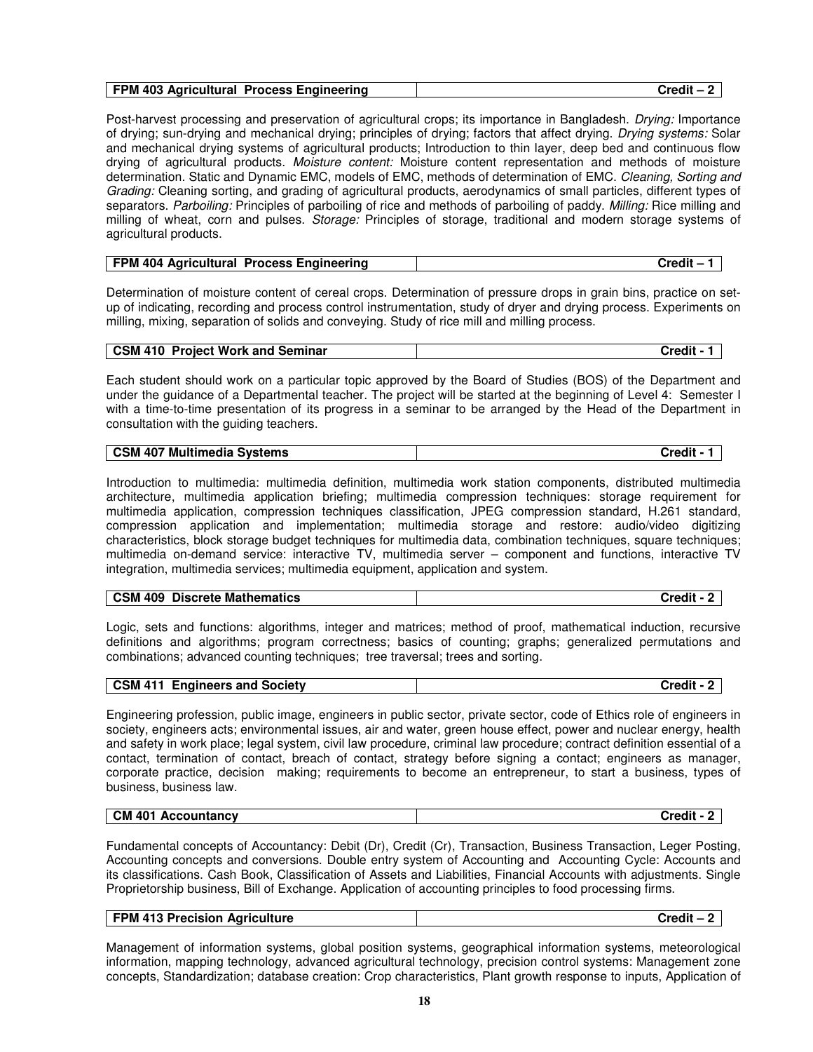| **FPM 403 Agricultural Process Engineering** | **Credit – 2** |
|---|---|

Post-harvest processing and preservation of agricultural crops; its importance in Bangladesh. *Drying:* Importance of drying; sun-drying and mechanical drying; principles of drying; factors that affect drying. *Drying systems:* Solar and mechanical drying systems of agricultural products; Introduction to thin layer, deep bed and continuous flow drying of agricultural products. *Moisture content:* Moisture content representation and methods of moisture determination. Static and Dynamic EMC, models of EMC, methods of determination of EMC. *Cleaning, Sorting and Grading:* Cleaning sorting, and grading of agricultural products, aerodynamics of small particles, different types of separators. *Parboiling:* Principles of parboiling of rice and methods of parboiling of paddy. *Milling:* Rice milling and milling of wheat, corn and pulses. *Storage:* Principles of storage, traditional and modern storage systems of agricultural products.

| **FPM 404 Agricultural Process Engineering** | **Credit – 1** |
|---|---|

Determination of moisture content of cereal crops. Determination of pressure drops in grain bins, practice on set-up of indicating, recording and process control instrumentation, study of dryer and drying process. Experiments on milling, mixing, separation of solids and conveying. Study of rice mill and milling process.

| **CSM 410 Project Work and Seminar** | **Credit - 1** |
|---|---|

Each student should work on a particular topic approved by the Board of Studies (BOS) of the Department and under the guidance of a Departmental teacher. The project will be started at the beginning of Level 4: Semester I with a time-to-time presentation of its progress in a seminar to be arranged by the Head of the Department in consultation with the guiding teachers.

| **CSM 407 Multimedia Systems** | **Credit - 1** |
|---|---|

Introduction to multimedia: multimedia definition, multimedia work station components, distributed multimedia architecture, multimedia application briefing; multimedia compression techniques: storage requirement for multimedia application, compression techniques classification, JPEG compression standard, H.261 standard, compression application and implementation; multimedia storage and restore: audio/video digitizing characteristics, block storage budget techniques for multimedia data, combination techniques, square techniques; multimedia on-demand service: interactive TV, multimedia server – component and functions, interactive TV integration, multimedia services; multimedia equipment, application and system.

| **CSM 409 Discrete Mathematics** | **Credit - 2** |
|---|---|

Logic, sets and functions: algorithms, integer and matrices; method of proof, mathematical induction, recursive definitions and algorithms; program correctness; basics of counting; graphs; generalized permutations and combinations; advanced counting techniques; tree traversal; trees and sorting.

| **CSM 411 Engineers and Society** | **Credit - 2** |
|---|---|

Engineering profession, public image, engineers in public sector, private sector, code of Ethics role of engineers in society, engineers acts; environmental issues, air and water, green house effect, power and nuclear energy, health and safety in work place; legal system, civil law procedure, criminal law procedure; contract definition essential of a contact, termination of contact, breach of contact, strategy before signing a contact; engineers as manager, corporate practice, decision making; requirements to become an entrepreneur, to start a business, types of business, business law.

| **CM 401 Accountancy** | **Credit - 2** |
|---|---|

Fundamental concepts of Accountancy: Debit (Dr), Credit (Cr), Transaction, Business Transaction, Leger Posting, Accounting concepts and conversions. Double entry system of Accounting and Accounting Cycle: Accounts and its classifications. Cash Book, Classification of Assets and Liabilities, Financial Accounts with adjustments. Single Proprietorship business, Bill of Exchange. Application of accounting principles to food processing firms.

| **FPM 413 Precision Agriculture** | **Credit – 2** |
|---|---|

Management of information systems, global position systems, geographical information systems, meteorological information, mapping technology, advanced agricultural technology, precision control systems: Management zone concepts, Standardization; database creation: Crop characteristics, Plant growth response to inputs, Application of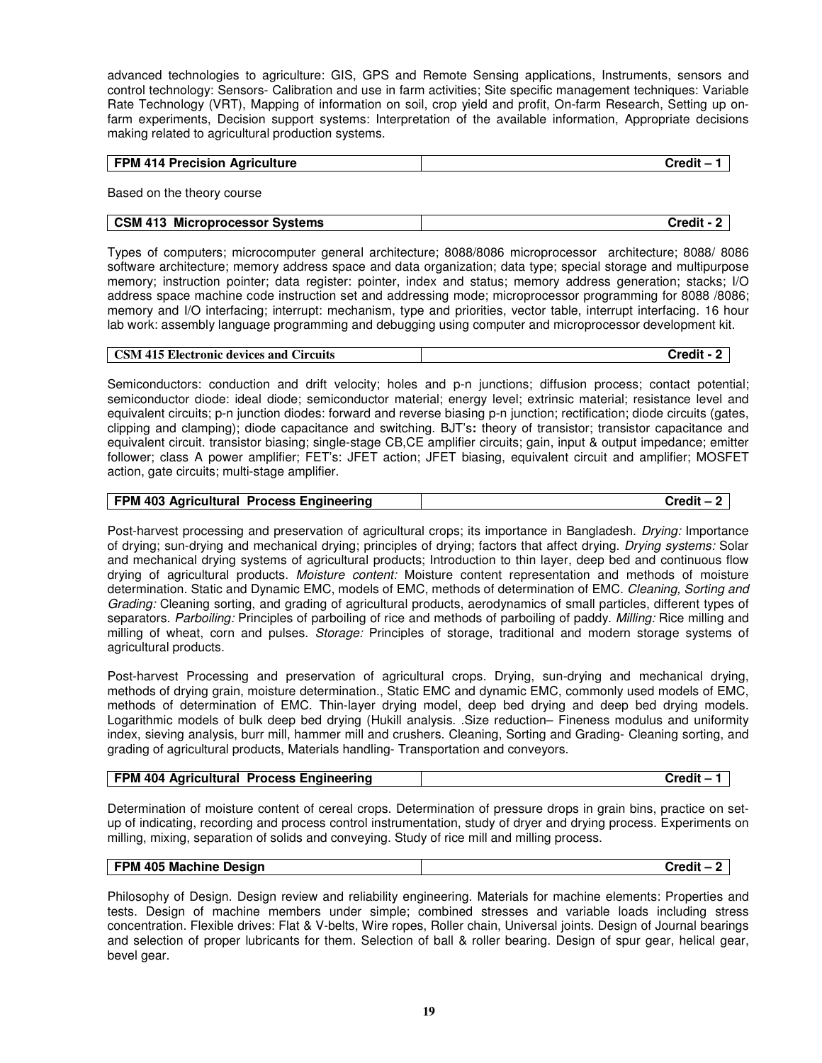advanced technologies to agriculture: GIS, GPS and Remote Sensing applications, Instruments, sensors and control technology: Sensors- Calibration and use in farm activities; Site specific management techniques: Variable Rate Technology (VRT), Mapping of information on soil, crop yield and profit, On-farm Research, Setting up on-farm experiments, Decision support systems: Interpretation of the available information, Appropriate decisions making related to agricultural production systems.

| **FPM 414 Precision Agriculture** | **Credit – 1** |
|---|---|

Based on the theory course

| **CSM 413 Microprocessor Systems** | **Credit - 2** |
|---|---|

Types of computers; microcomputer general architecture; 8088/8086 microprocessor architecture; 8088/ 8086 software architecture; memory address space and data organization; data type; special storage and multipurpose memory; instruction pointer; data register: pointer, index and status; memory address generation; stacks; I/O address space machine code instruction set and addressing mode; microprocessor programming for 8088 /8086; memory and I/O interfacing; interrupt: mechanism, type and priorities, vector table, interrupt interfacing. 16 hour lab work: assembly language programming and debugging using computer and microprocessor development kit.

| **CSM 415 Electronic devices and Circuits** | **Credit - 2** |
|---|---|

Semiconductors: conduction and drift velocity; holes and p-n junctions; diffusion process; contact potential; semiconductor diode: ideal diode; semiconductor material; energy level; extrinsic material; resistance level and equivalent circuits; p-n junction diodes: forward and reverse biasing p-n junction; rectification; diode circuits (gates, clipping and clamping); diode capacitance and switching. BJT's**:** theory of transistor; transistor capacitance and equivalent circuit. transistor biasing; single-stage CB,CE amplifier circuits; gain, input & output impedance; emitter follower; class A power amplifier; FET's: JFET action; JFET biasing, equivalent circuit and amplifier; MOSFET action, gate circuits; multi-stage amplifier.

| **FPM 403 Agricultural Process Engineering** | **Credit – 2** |
|---|---|

Post-harvest processing and preservation of agricultural crops; its importance in Bangladesh. *Drying:* Importance of drying; sun-drying and mechanical drying; principles of drying; factors that affect drying. *Drying systems:* Solar and mechanical drying systems of agricultural products; Introduction to thin layer, deep bed and continuous flow drying of agricultural products. *Moisture content:* Moisture content representation and methods of moisture determination. Static and Dynamic EMC, models of EMC, methods of determination of EMC. *Cleaning, Sorting and Grading:* Cleaning sorting, and grading of agricultural products, aerodynamics of small particles, different types of separators. *Parboiling:* Principles of parboiling of rice and methods of parboiling of paddy. *Milling:* Rice milling and milling of wheat, corn and pulses. *Storage:* Principles of storage, traditional and modern storage systems of agricultural products.

Post-harvest Processing and preservation of agricultural crops. Drying, sun-drying and mechanical drying, methods of drying grain, moisture determination., Static EMC and dynamic EMC, commonly used models of EMC, methods of determination of EMC. Thin-layer drying model, deep bed drying and deep bed drying models. Logarithmic models of bulk deep bed drying (Hukill analysis. .Size reduction– Fineness modulus and uniformity index, sieving analysis, burr mill, hammer mill and crushers. Cleaning, Sorting and Grading- Cleaning sorting, and grading of agricultural products, Materials handling- Transportation and conveyors.

| **FPM 404 Agricultural Process Engineering** | **Credit – 1** |
|---|---|

Determination of moisture content of cereal crops. Determination of pressure drops in grain bins, practice on set-up of indicating, recording and process control instrumentation, study of dryer and drying process. Experiments on milling, mixing, separation of solids and conveying. Study of rice mill and milling process.

| **FPM 405 Machine Design** | **Credit – 2** |
|---|---|

Philosophy of Design. Design review and reliability engineering. Materials for machine elements: Properties and tests. Design of machine members under simple; combined stresses and variable loads including stress concentration. Flexible drives: Flat & V-belts, Wire ropes, Roller chain, Universal joints. Design of Journal bearings and selection of proper lubricants for them. Selection of ball & roller bearing. Design of spur gear, helical gear, bevel gear.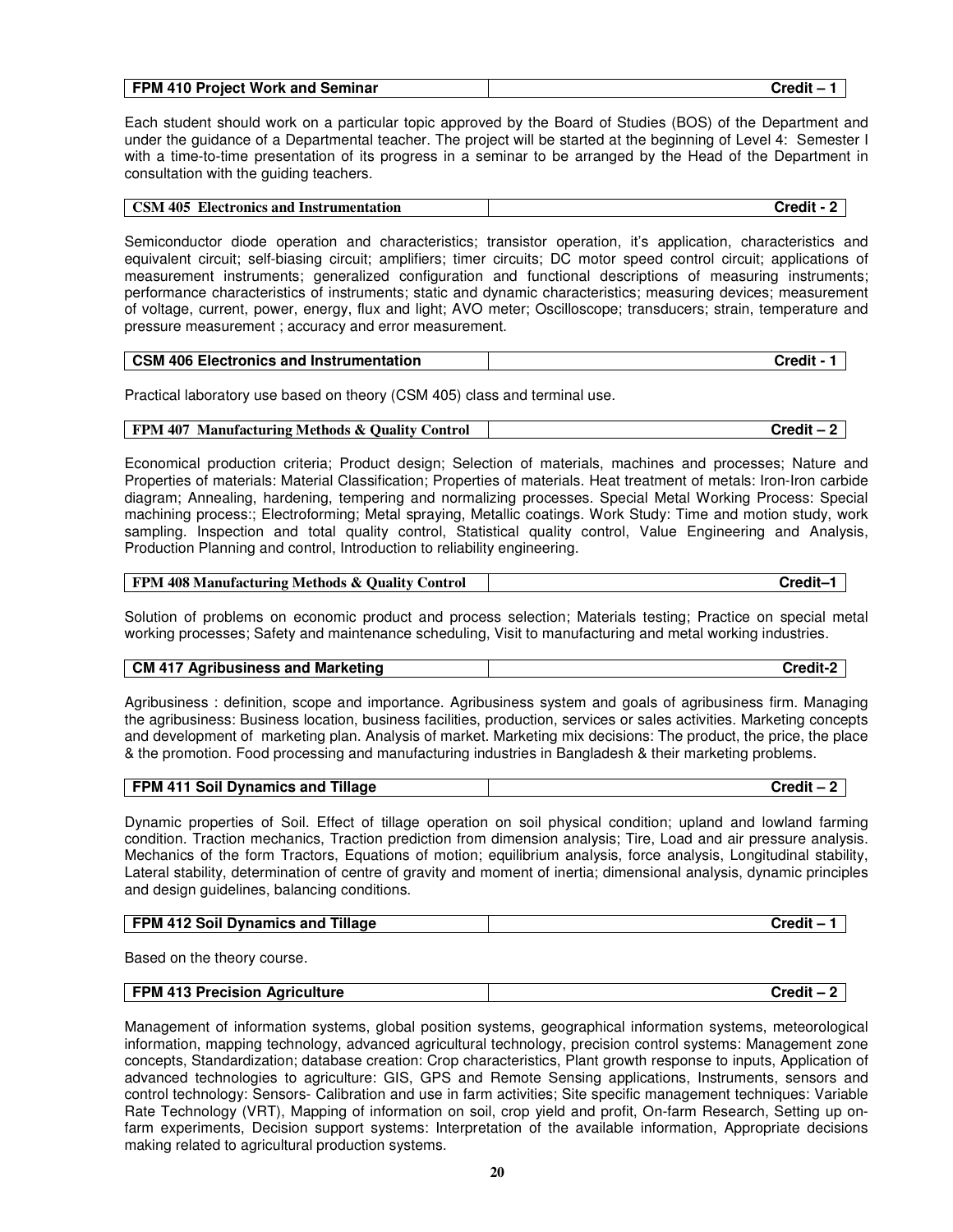| FPM 410 Project Work and Seminar | Credit – 1 |
|---|---|

Each student should work on a particular topic approved by the Board of Studies (BOS) of the Department and under the guidance of a Departmental teacher. The project will be started at the beginning of Level 4: Semester I with a time-to-time presentation of its progress in a seminar to be arranged by the Head of the Department in consultation with the guiding teachers.

| CSM 405 Electronics and Instrumentation | Credit - 2 |
|---|---|

Semiconductor diode operation and characteristics; transistor operation, it's application, characteristics and equivalent circuit; self-biasing circuit; amplifiers; timer circuits; DC motor speed control circuit; applications of measurement instruments; generalized configuration and functional descriptions of measuring instruments; performance characteristics of instruments; static and dynamic characteristics; measuring devices; measurement of voltage, current, power, energy, flux and light; AVO meter; Oscilloscope; transducers; strain, temperature and pressure measurement ; accuracy and error measurement.

| CSM 406 Electronics and Instrumentation | Credit - 1 |
|---|---|

Practical laboratory use based on theory (CSM 405) class and terminal use.

| FPM 407 Manufacturing Methods & Quality Control | Credit – 2 |
|---|---|

Economical production criteria; Product design; Selection of materials, machines and processes; Nature and Properties of materials: Material Classification; Properties of materials. Heat treatment of metals: Iron-Iron carbide diagram; Annealing, hardening, tempering and normalizing processes. Special Metal Working Process: Special machining process:; Electroforming; Metal spraying, Metallic coatings. Work Study: Time and motion study, work sampling. Inspection and total quality control, Statistical quality control, Value Engineering and Analysis, Production Planning and control, Introduction to reliability engineering.

| FPM 408 Manufacturing Methods & Quality Control | Credit–1 |
|---|---|

Solution of problems on economic product and process selection; Materials testing; Practice on special metal working processes; Safety and maintenance scheduling, Visit to manufacturing and metal working industries.

| CM 417 Agribusiness and Marketing | Credit-2 |
|---|---|

Agribusiness : definition, scope and importance. Agribusiness system and goals of agribusiness firm. Managing the agribusiness: Business location, business facilities, production, services or sales activities. Marketing concepts and development of marketing plan. Analysis of market. Marketing mix decisions: The product, the price, the place & the promotion. Food processing and manufacturing industries in Bangladesh & their marketing problems.

| FPM 411 Soil Dynamics and Tillage | Credit – 2 |
|---|---|

Dynamic properties of Soil. Effect of tillage operation on soil physical condition; upland and lowland farming condition. Traction mechanics, Traction prediction from dimension analysis; Tire, Load and air pressure analysis. Mechanics of the form Tractors, Equations of motion; equilibrium analysis, force analysis, Longitudinal stability, Lateral stability, determination of centre of gravity and moment of inertia; dimensional analysis, dynamic principles and design guidelines, balancing conditions.

| FPM 412 Soil Dynamics and Tillage | Credit – 1 |
|---|---|

Based on the theory course.

| FPM 413 Precision Agriculture | Credit – 2 |
|---|---|

Management of information systems, global position systems, geographical information systems, meteorological information, mapping technology, advanced agricultural technology, precision control systems: Management zone concepts, Standardization; database creation: Crop characteristics, Plant growth response to inputs, Application of advanced technologies to agriculture: GIS, GPS and Remote Sensing applications, Instruments, sensors and control technology: Sensors- Calibration and use in farm activities; Site specific management techniques: Variable Rate Technology (VRT), Mapping of information on soil, crop yield and profit, On-farm Research, Setting up on-farm experiments, Decision support systems: Interpretation of the available information, Appropriate decisions making related to agricultural production systems.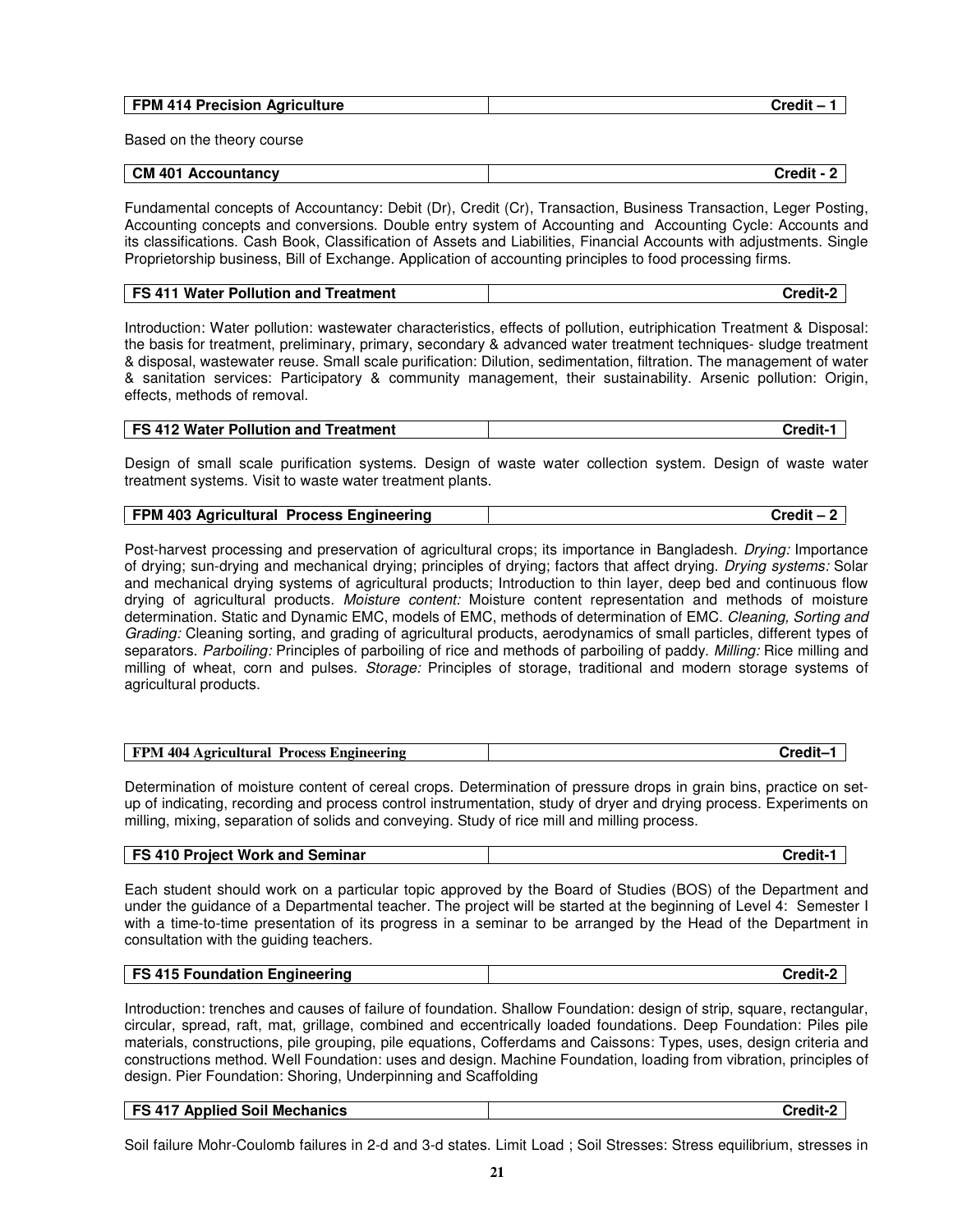| FPM 414 Precision Agriculture | Credit – 1 |
|---|---|

Based on the theory course

| CM 401 Accountancy | Credit - 2 |
|---|---|

Fundamental concepts of Accountancy: Debit (Dr), Credit (Cr), Transaction, Business Transaction, Leger Posting, Accounting concepts and conversions. Double entry system of Accounting and Accounting Cycle: Accounts and its classifications. Cash Book, Classification of Assets and Liabilities, Financial Accounts with adjustments. Single Proprietorship business, Bill of Exchange. Application of accounting principles to food processing firms.

| FS 411 Water Pollution and Treatment | Credit-2 |
|---|---|

Introduction: Water pollution: wastewater characteristics, effects of pollution, eutriphication Treatment & Disposal: the basis for treatment, preliminary, primary, secondary & advanced water treatment techniques- sludge treatment & disposal, wastewater reuse. Small scale purification: Dilution, sedimentation, filtration. The management of water & sanitation services: Participatory & community management, their sustainability. Arsenic pollution: Origin, effects, methods of removal.

| FS 412 Water Pollution and Treatment | Credit-1 |
|---|---|

Design of small scale purification systems. Design of waste water collection system. Design of waste water treatment systems. Visit to waste water treatment plants.

| FPM 403 Agricultural Process Engineering | Credit – 2 |
|---|---|

Post-harvest processing and preservation of agricultural crops; its importance in Bangladesh. *Drying:* Importance of drying; sun-drying and mechanical drying; principles of drying; factors that affect drying. *Drying systems:* Solar and mechanical drying systems of agricultural products; Introduction to thin layer, deep bed and continuous flow drying of agricultural products. *Moisture content:* Moisture content representation and methods of moisture determination. Static and Dynamic EMC, models of EMC, methods of determination of EMC. *Cleaning, Sorting and Grading:* Cleaning sorting, and grading of agricultural products, aerodynamics of small particles, different types of separators. *Parboiling:* Principles of parboiling of rice and methods of parboiling of paddy. *Milling:* Rice milling and milling of wheat, corn and pulses. *Storage:* Principles of storage, traditional and modern storage systems of agricultural products.

| FPM 404 Agricultural Process Engineering | Credit–1 |
|---|---|

Determination of moisture content of cereal crops. Determination of pressure drops in grain bins, practice on set-up of indicating, recording and process control instrumentation, study of dryer and drying process. Experiments on milling, mixing, separation of solids and conveying. Study of rice mill and milling process.

| FS 410 Project Work and Seminar | Credit-1 |
|---|---|

Each student should work on a particular topic approved by the Board of Studies (BOS) of the Department and under the guidance of a Departmental teacher. The project will be started at the beginning of Level 4: Semester I with a time-to-time presentation of its progress in a seminar to be arranged by the Head of the Department in consultation with the guiding teachers.

| FS 415 Foundation Engineering | Credit-2 |
|---|---|

Introduction: trenches and causes of failure of foundation. Shallow Foundation: design of strip, square, rectangular, circular, spread, raft, mat, grillage, combined and eccentrically loaded foundations. Deep Foundation: Piles pile materials, constructions, pile grouping, pile equations, Cofferdams and Caissons: Types, uses, design criteria and constructions method. Well Foundation: uses and design. Machine Foundation, loading from vibration, principles of design. Pier Foundation: Shoring, Underpinning and Scaffolding

| FS 417 Applied Soil Mechanics | Credit-2 |
|---|---|

Soil failure Mohr-Coulomb failures in 2-d and 3-d states. Limit Load ; Soil Stresses: Stress equilibrium, stresses in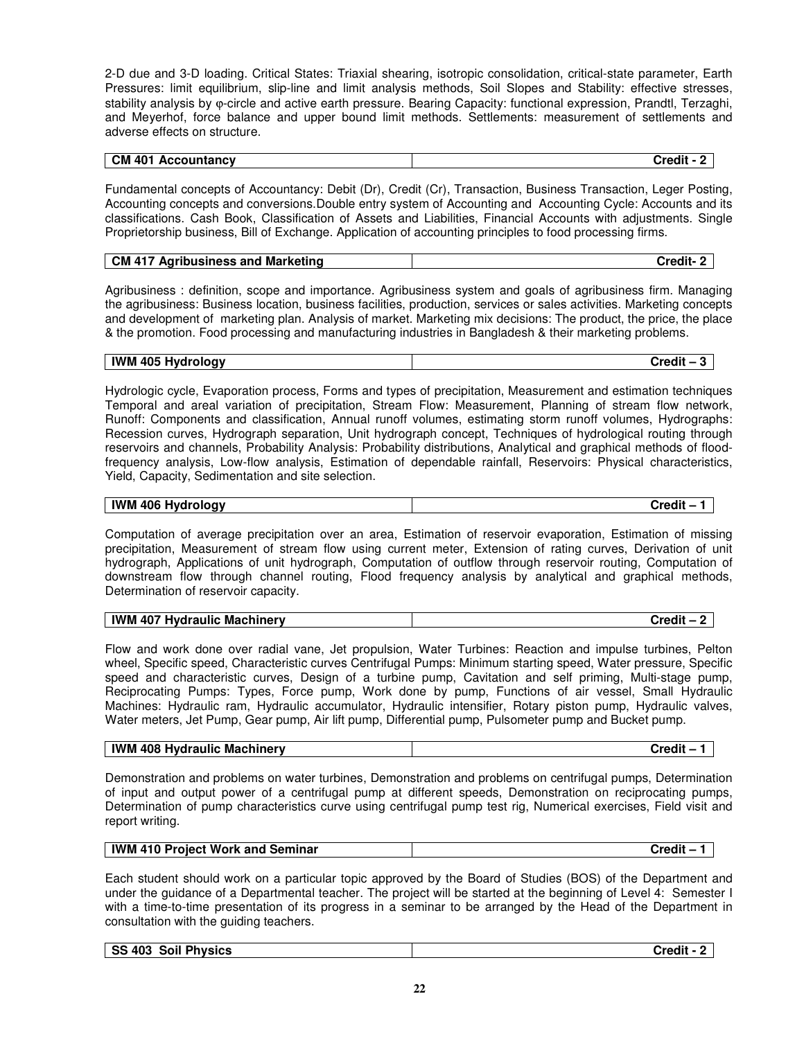2-D due and 3-D loading. Critical States: Triaxial shearing, isotropic consolidation, critical-state parameter, Earth Pressures: limit equilibrium, slip-line and limit analysis methods, Soil Slopes and Stability: effective stresses, stability analysis by φ-circle and active earth pressure. Bearing Capacity: functional expression, Prandtl, Terzaghi, and Meyerhof, force balance and upper bound limit methods. Settlements: measurement of settlements and adverse effects on structure.

| **CM 401 Accountancy** | **Credit - 2** |
|---|---|

Fundamental concepts of Accountancy: Debit (Dr), Credit (Cr), Transaction, Business Transaction, Leger Posting, Accounting concepts and conversions.Double entry system of Accounting and Accounting Cycle: Accounts and its classifications. Cash Book, Classification of Assets and Liabilities, Financial Accounts with adjustments. Single Proprietorship business, Bill of Exchange. Application of accounting principles to food processing firms.

| **CM 417 Agribusiness and Marketing** | **Credit- 2** |
|---|---|

Agribusiness : definition, scope and importance. Agribusiness system and goals of agribusiness firm. Managing the agribusiness: Business location, business facilities, production, services or sales activities. Marketing concepts and development of marketing plan. Analysis of market. Marketing mix decisions: The product, the price, the place & the promotion. Food processing and manufacturing industries in Bangladesh & their marketing problems.

| **IWM 405 Hydrology** | **Credit – 3** |
|---|---|

Hydrologic cycle, Evaporation process, Forms and types of precipitation, Measurement and estimation techniques Temporal and areal variation of precipitation, Stream Flow: Measurement, Planning of stream flow network, Runoff: Components and classification, Annual runoff volumes, estimating storm runoff volumes, Hydrographs: Recession curves, Hydrograph separation, Unit hydrograph concept, Techniques of hydrological routing through reservoirs and channels, Probability Analysis: Probability distributions, Analytical and graphical methods of flood-frequency analysis, Low-flow analysis, Estimation of dependable rainfall, Reservoirs: Physical characteristics, Yield, Capacity, Sedimentation and site selection.

| **IWM 406 Hydrology** | **Credit – 1** |
|---|---|

Computation of average precipitation over an area, Estimation of reservoir evaporation, Estimation of missing precipitation, Measurement of stream flow using current meter, Extension of rating curves, Derivation of unit hydrograph, Applications of unit hydrograph, Computation of outflow through reservoir routing, Computation of downstream flow through channel routing, Flood frequency analysis by analytical and graphical methods, Determination of reservoir capacity.

| **IWM 407 Hydraulic Machinery** | **Credit – 2** |
|---|---|

Flow and work done over radial vane, Jet propulsion, Water Turbines: Reaction and impulse turbines, Pelton wheel, Specific speed, Characteristic curves Centrifugal Pumps: Minimum starting speed, Water pressure, Specific speed and characteristic curves, Design of a turbine pump, Cavitation and self priming, Multi-stage pump, Reciprocating Pumps: Types, Force pump, Work done by pump, Functions of air vessel, Small Hydraulic Machines: Hydraulic ram, Hydraulic accumulator, Hydraulic intensifier, Rotary piston pump, Hydraulic valves, Water meters, Jet Pump, Gear pump, Air lift pump, Differential pump, Pulsometer pump and Bucket pump.

| **IWM 408 Hydraulic Machinery** | **Credit – 1** |
|---|---|

Demonstration and problems on water turbines, Demonstration and problems on centrifugal pumps, Determination of input and output power of a centrifugal pump at different speeds, Demonstration on reciprocating pumps, Determination of pump characteristics curve using centrifugal pump test rig, Numerical exercises, Field visit and report writing.

| **IWM 410 Project Work and Seminar** | **Credit – 1** |
|---|---|

Each student should work on a particular topic approved by the Board of Studies (BOS) of the Department and under the guidance of a Departmental teacher. The project will be started at the beginning of Level 4: Semester I with a time-to-time presentation of its progress in a seminar to be arranged by the Head of the Department in consultation with the guiding teachers.

| **SS 403 Soil Physics** | **Credit - 2** |
|---|---|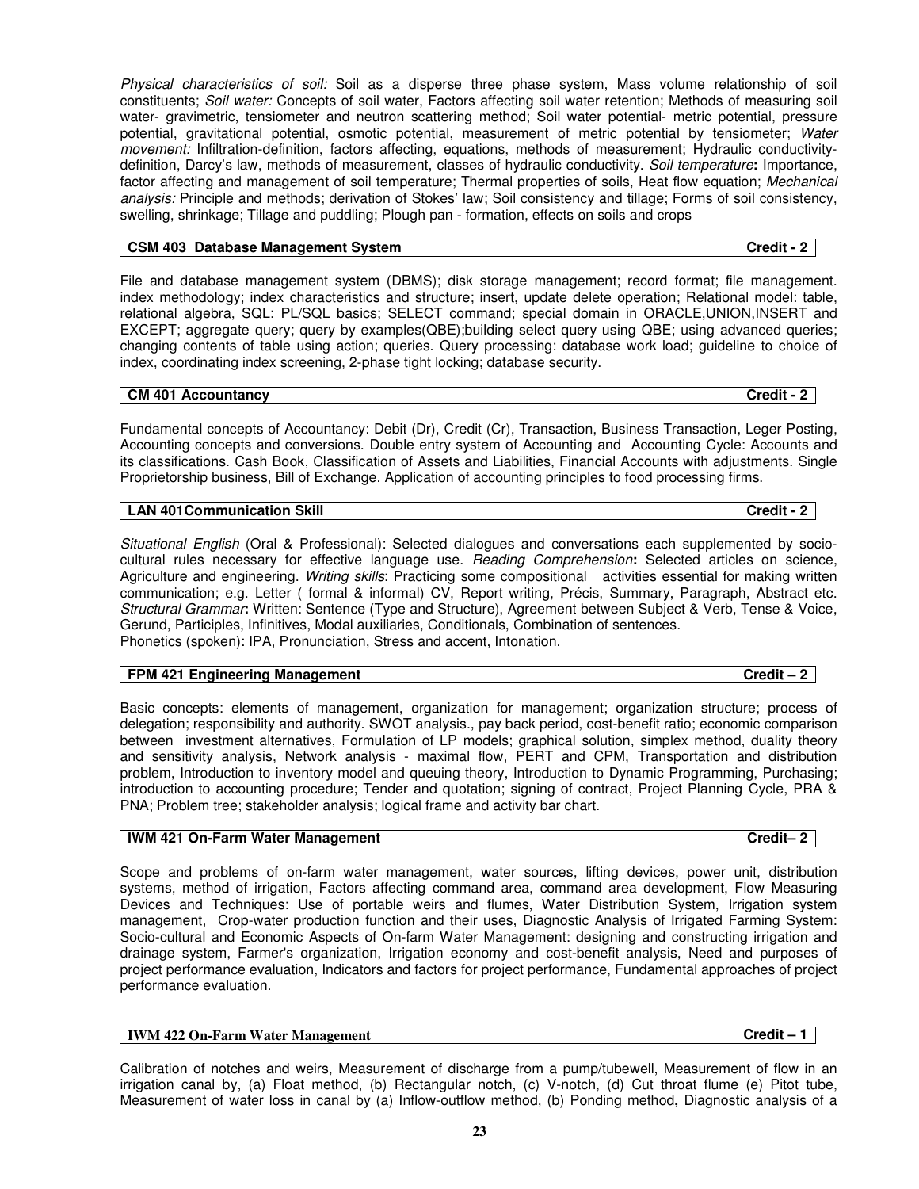*Physical characteristics of soil:* Soil as a disperse three phase system, Mass volume relationship of soil constituents; *Soil water:* Concepts of soil water, Factors affecting soil water retention; Methods of measuring soil water- gravimetric, tensiometer and neutron scattering method; Soil water potential- metric potential, pressure potential, gravitational potential, osmotic potential, measurement of metric potential by tensiometer; *Water movement:* Infiltration-definition, factors affecting, equations, methods of measurement; Hydraulic conductivity-definition, Darcy's law, methods of measurement, classes of hydraulic conductivity. *Soil temperature***:** Importance, factor affecting and management of soil temperature; Thermal properties of soils, Heat flow equation; *Mechanical analysis:* Principle and methods; derivation of Stokes' law; Soil consistency and tillage; Forms of soil consistency, swelling, shrinkage; Tillage and puddling; Plough pan - formation, effects on soils and crops

| **CSM 403 Database Management System** | **Credit - 2** |
|---|---|

File and database management system (DBMS); disk storage management; record format; file management. index methodology; index characteristics and structure; insert, update delete operation; Relational model: table, relational algebra, SQL: PL/SQL basics; SELECT command; special domain in ORACLE,UNION,INSERT and EXCEPT; aggregate query; query by examples(QBE);building select query using QBE; using advanced queries; changing contents of table using action; queries. Query processing: database work load; guideline to choice of index, coordinating index screening, 2-phase tight locking; database security.

| **CM 401 Accountancy** | **Credit - 2** |
|---|---|

Fundamental concepts of Accountancy: Debit (Dr), Credit (Cr), Transaction, Business Transaction, Leger Posting, Accounting concepts and conversions. Double entry system of Accounting and Accounting Cycle: Accounts and its classifications. Cash Book, Classification of Assets and Liabilities, Financial Accounts with adjustments. Single Proprietorship business, Bill of Exchange. Application of accounting principles to food processing firms.

| **LAN 401Communication Skill** | **Credit - 2** |
|---|---|

*Situational English* (Oral & Professional): Selected dialogues and conversations each supplemented by socio-cultural rules necessary for effective language use. *Reading Comprehension***:** Selected articles on science, Agriculture and engineering. *Writing skills*: Practicing some compositional activities essential for making written communication; e.g. Letter ( formal & informal) CV, Report writing, Précis, Summary, Paragraph, Abstract etc. *Structural Grammar***:** Written: Sentence (Type and Structure), Agreement between Subject & Verb, Tense & Voice, Gerund, Participles, Infinitives, Modal auxiliaries, Conditionals, Combination of sentences.
Phonetics (spoken): IPA, Pronunciation, Stress and accent, Intonation.

| **FPM 421 Engineering Management** | **Credit – 2** |
|---|---|

Basic concepts: elements of management, organization for management; organization structure; process of delegation; responsibility and authority. SWOT analysis., pay back period, cost-benefit ratio; economic comparison between investment alternatives, Formulation of LP models; graphical solution, simplex method, duality theory and sensitivity analysis, Network analysis - maximal flow, PERT and CPM, Transportation and distribution problem, Introduction to inventory model and queuing theory, Introduction to Dynamic Programming, Purchasing; introduction to accounting procedure; Tender and quotation; signing of contract, Project Planning Cycle, PRA & PNA; Problem tree; stakeholder analysis; logical frame and activity bar chart.

| **IWM 421 On-Farm Water Management** | **Credit– 2** |
|---|---|

Scope and problems of on-farm water management, water sources, lifting devices, power unit, distribution systems, method of irrigation, Factors affecting command area, command area development, Flow Measuring Devices and Techniques: Use of portable weirs and flumes, Water Distribution System, Irrigation system management, Crop-water production function and their uses, Diagnostic Analysis of Irrigated Farming System: Socio-cultural and Economic Aspects of On-farm Water Management: designing and constructing irrigation and drainage system, Farmer's organization, Irrigation economy and cost-benefit analysis, Need and purposes of project performance evaluation, Indicators and factors for project performance, Fundamental approaches of project performance evaluation.

| **IWM 422 On-Farm Water Management** | **Credit – 1** |
|---|---|

Calibration of notches and weirs, Measurement of discharge from a pump/tubewell, Measurement of flow in an irrigation canal by, (a) Float method, (b) Rectangular notch, (c) V-notch, (d) Cut throat flume (e) Pitot tube, Measurement of water loss in canal by (a) Inflow-outflow method, (b) Ponding method**,** Diagnostic analysis of a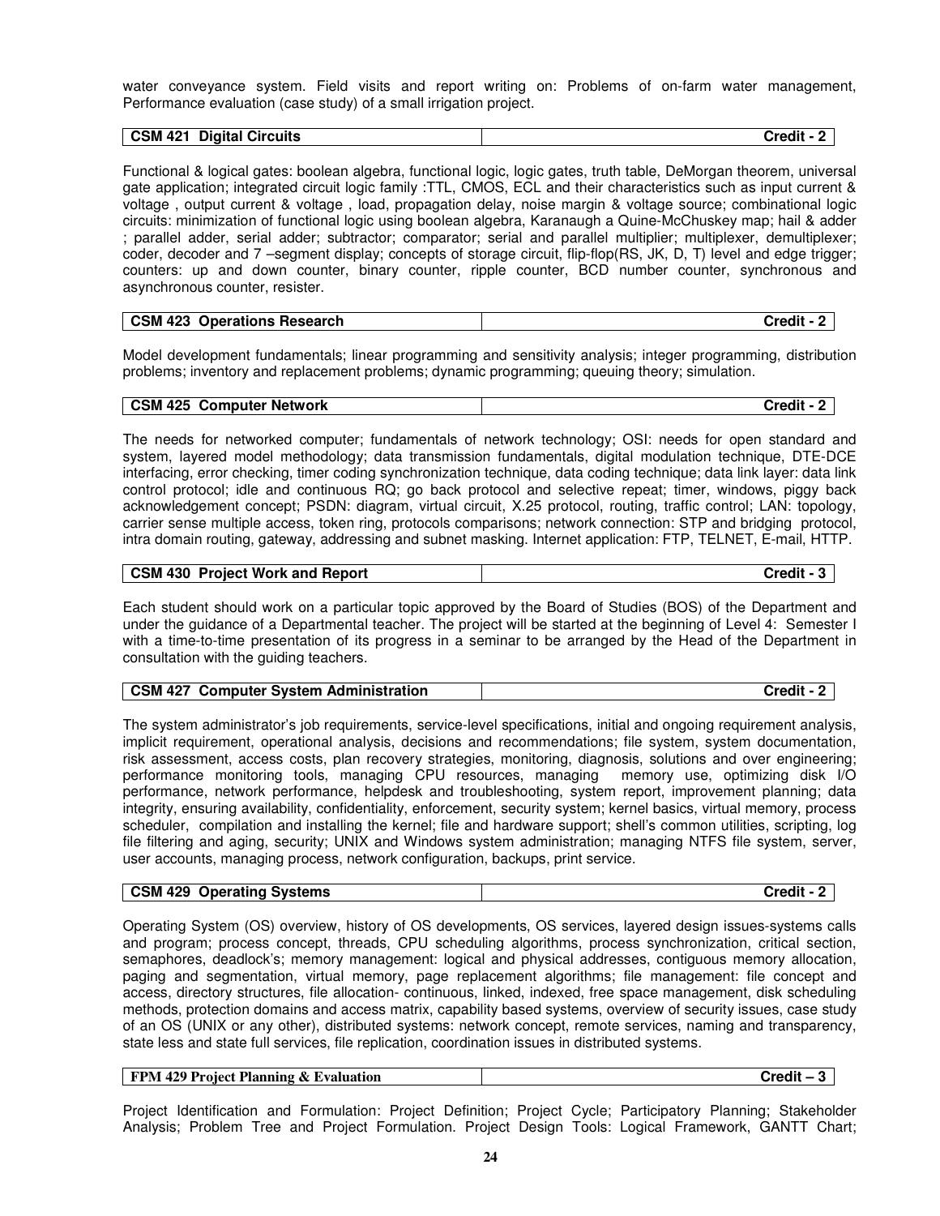water conveyance system. Field visits and report writing on: Problems of on-farm water management, Performance evaluation (case study) of a small irrigation project.

| **CSM 421 Digital Circuits** | **Credit - 2** |
|---|---|

Functional & logical gates: boolean algebra, functional logic, logic gates, truth table, DeMorgan theorem, universal gate application; integrated circuit logic family :TTL, CMOS, ECL and their characteristics such as input current & voltage , output current & voltage , load, propagation delay, noise margin & voltage source; combinational logic circuits: minimization of functional logic using boolean algebra, Karanaugh a Quine-McChuskey map; hail & adder ; parallel adder, serial adder; subtractor; comparator; serial and parallel multiplier; multiplexer, demultiplexer; coder, decoder and 7 –segment display; concepts of storage circuit, flip-flop(RS, JK, D, T) level and edge trigger; counters: up and down counter, binary counter, ripple counter, BCD number counter, synchronous and asynchronous counter, resister.

| **CSM 423 Operations Research** | **Credit - 2** |
|---|---|

Model development fundamentals; linear programming and sensitivity analysis; integer programming, distribution problems; inventory and replacement problems; dynamic programming; queuing theory; simulation.

| **CSM 425 Computer Network** | **Credit - 2** |
|---|---|

The needs for networked computer; fundamentals of network technology; OSI: needs for open standard and system, layered model methodology; data transmission fundamentals, digital modulation technique, DTE-DCE interfacing, error checking, timer coding synchronization technique, data coding technique; data link layer: data link control protocol; idle and continuous RQ; go back protocol and selective repeat; timer, windows, piggy back acknowledgement concept; PSDN: diagram, virtual circuit, X.25 protocol, routing, traffic control; LAN: topology, carrier sense multiple access, token ring, protocols comparisons; network connection: STP and bridging protocol, intra domain routing, gateway, addressing and subnet masking. Internet application: FTP, TELNET, E-mail, HTTP.

| **CSM 430 Project Work and Report** | **Credit - 3** |
|---|---|

Each student should work on a particular topic approved by the Board of Studies (BOS) of the Department and under the guidance of a Departmental teacher. The project will be started at the beginning of Level 4: Semester I with a time-to-time presentation of its progress in a seminar to be arranged by the Head of the Department in consultation with the guiding teachers.

| **CSM 427 Computer System Administration** | **Credit - 2** |
|---|---|

The system administrator's job requirements, service-level specifications, initial and ongoing requirement analysis, implicit requirement, operational analysis, decisions and recommendations; file system, system documentation, risk assessment, access costs, plan recovery strategies, monitoring, diagnosis, solutions and over engineering; performance monitoring tools, managing CPU resources, managing memory use, optimizing disk I/O performance, network performance, helpdesk and troubleshooting, system report, improvement planning; data integrity, ensuring availability, confidentiality, enforcement, security system; kernel basics, virtual memory, process scheduler, compilation and installing the kernel; file and hardware support; shell's common utilities, scripting, log file filtering and aging, security; UNIX and Windows system administration; managing NTFS file system, server, user accounts, managing process, network configuration, backups, print service.

| **CSM 429 Operating Systems** | **Credit - 2** |
|---|---|

Operating System (OS) overview, history of OS developments, OS services, layered design issues-systems calls and program; process concept, threads, CPU scheduling algorithms, process synchronization, critical section, semaphores, deadlock's; memory management: logical and physical addresses, contiguous memory allocation, paging and segmentation, virtual memory, page replacement algorithms; file management: file concept and access, directory structures, file allocation- continuous, linked, indexed, free space management, disk scheduling methods, protection domains and access matrix, capability based systems, overview of security issues, case study of an OS (UNIX or any other), distributed systems: network concept, remote services, naming and transparency, state less and state full services, file replication, coordination issues in distributed systems.

| **FPM 429 Project Planning & Evaluation** | **Credit – 3** |
|---|---|

Project Identification and Formulation: Project Definition; Project Cycle; Participatory Planning; Stakeholder Analysis; Problem Tree and Project Formulation. Project Design Tools: Logical Framework, GANTT Chart;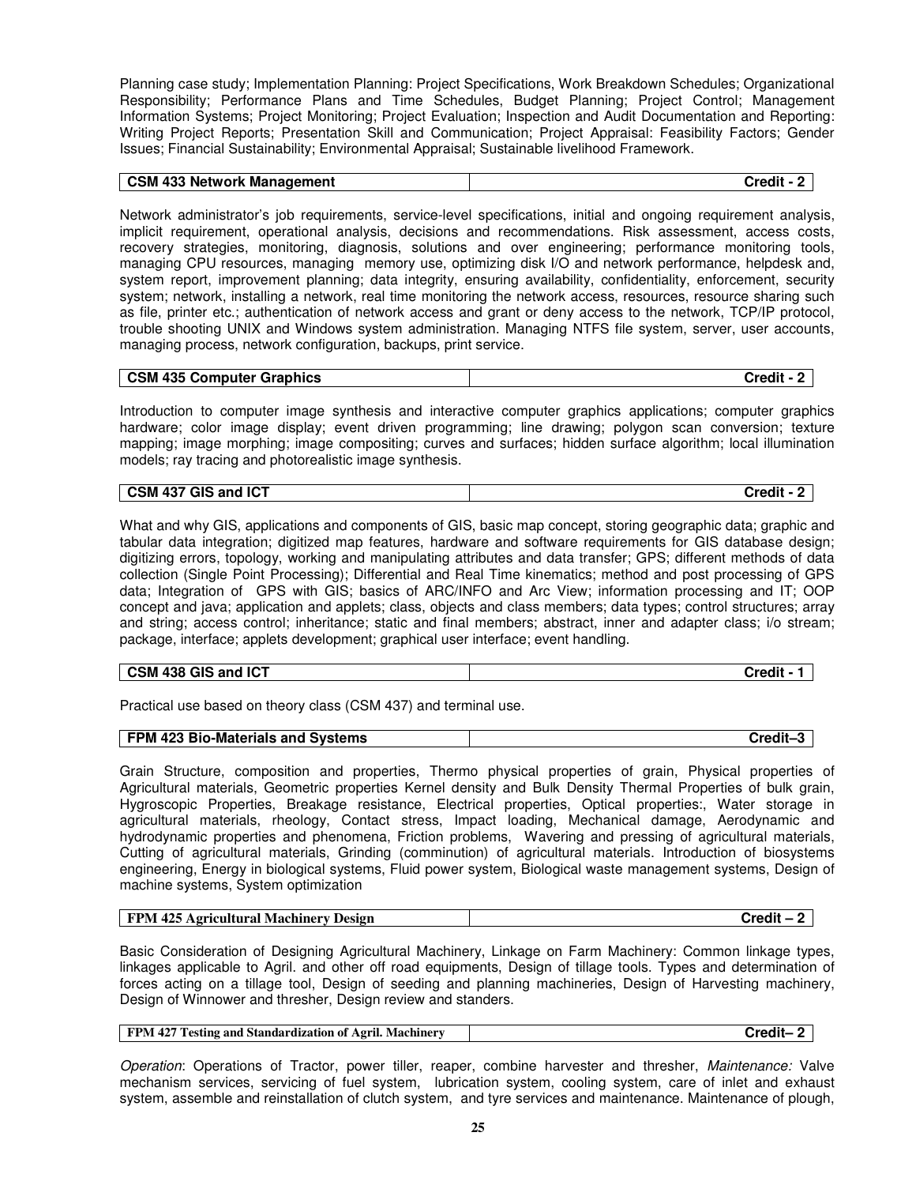Planning case study; Implementation Planning: Project Specifications, Work Breakdown Schedules; Organizational Responsibility; Performance Plans and Time Schedules, Budget Planning; Project Control; Management Information Systems; Project Monitoring; Project Evaluation; Inspection and Audit Documentation and Reporting: Writing Project Reports; Presentation Skill and Communication; Project Appraisal: Feasibility Factors; Gender Issues; Financial Sustainability; Environmental Appraisal; Sustainable livelihood Framework.

| CSM 433 Network Management | Credit - 2 |
|---|---|

Network administrator's job requirements, service-level specifications, initial and ongoing requirement analysis, implicit requirement, operational analysis, decisions and recommendations. Risk assessment, access costs, recovery strategies, monitoring, diagnosis, solutions and over engineering; performance monitoring tools, managing CPU resources, managing memory use, optimizing disk I/O and network performance, helpdesk and, system report, improvement planning; data integrity, ensuring availability, confidentiality, enforcement, security system; network, installing a network, real time monitoring the network access, resources, resource sharing such as file, printer etc.; authentication of network access and grant or deny access to the network, TCP/IP protocol, trouble shooting UNIX and Windows system administration. Managing NTFS file system, server, user accounts, managing process, network configuration, backups, print service.

| CSM 435 Computer Graphics | Credit - 2 |
|---|---|

Introduction to computer image synthesis and interactive computer graphics applications; computer graphics hardware; color image display; event driven programming; line drawing; polygon scan conversion; texture mapping; image morphing; image compositing; curves and surfaces; hidden surface algorithm; local illumination models; ray tracing and photorealistic image synthesis.

| CSM 437 GIS and ICT | Credit - 2 |
|---|---|

What and why GIS, applications and components of GIS, basic map concept, storing geographic data; graphic and tabular data integration; digitized map features, hardware and software requirements for GIS database design; digitizing errors, topology, working and manipulating attributes and data transfer; GPS; different methods of data collection (Single Point Processing); Differential and Real Time kinematics; method and post processing of GPS data; Integration of GPS with GIS; basics of ARC/INFO and Arc View; information processing and IT; OOP concept and java; application and applets; class, objects and class members; data types; control structures; array and string; access control; inheritance; static and final members; abstract, inner and adapter class; i/o stream; package, interface; applets development; graphical user interface; event handling.

| CSM 438 GIS and ICT | Credit - 1 |
|---|---|

Practical use based on theory class (CSM 437) and terminal use.

| FPM 423 Bio-Materials and Systems | Credit–3 |
|---|---|

Grain Structure, composition and properties, Thermo physical properties of grain, Physical properties of Agricultural materials, Geometric properties Kernel density and Bulk Density Thermal Properties of bulk grain, Hygroscopic Properties, Breakage resistance, Electrical properties, Optical properties:, Water storage in agricultural materials, rheology, Contact stress, Impact loading, Mechanical damage, Aerodynamic and hydrodynamic properties and phenomena, Friction problems, Wavering and pressing of agricultural materials, Cutting of agricultural materials, Grinding (comminution) of agricultural materials. Introduction of biosystems engineering, Energy in biological systems, Fluid power system, Biological waste management systems, Design of machine systems, System optimization

| FPM 425 Agricultural Machinery Design | Credit – 2 |
|---|---|

Basic Consideration of Designing Agricultural Machinery, Linkage on Farm Machinery: Common linkage types, linkages applicable to Agril. and other off road equipments, Design of tillage tools. Types and determination of forces acting on a tillage tool, Design of seeding and planning machineries, Design of Harvesting machinery, Design of Winnower and thresher, Design review and standers.

| FPM 427 Testing and Standardization of Agril. Machinery | Credit– 2 |
|---|---|

*Operation*: Operations of Tractor, power tiller, reaper, combine harvester and thresher, *Maintenance:* Valve mechanism services, servicing of fuel system, lubrication system, cooling system, care of inlet and exhaust system, assemble and reinstallation of clutch system, and tyre services and maintenance. Maintenance of plough,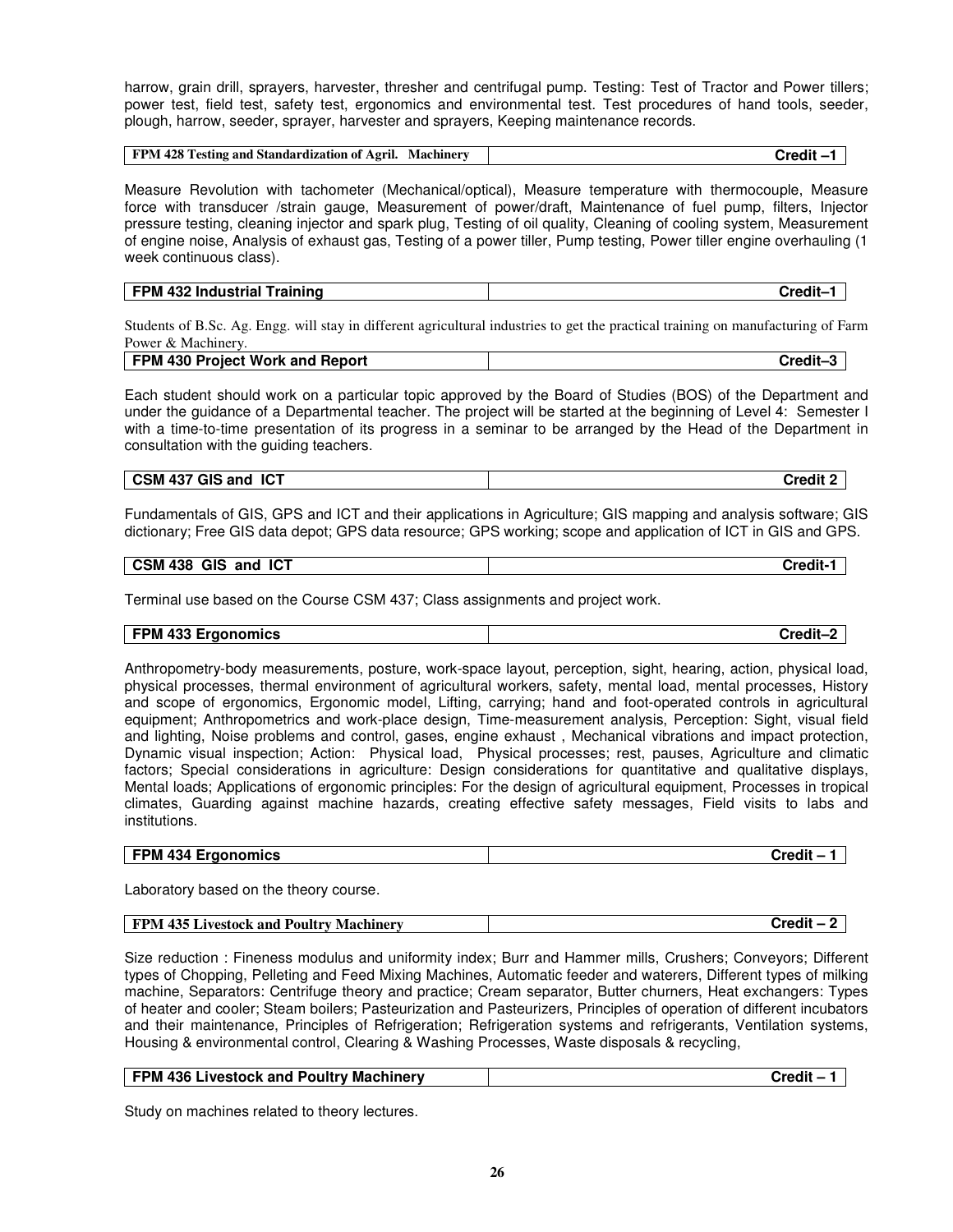harrow, grain drill, sprayers, harvester, thresher and centrifugal pump. Testing: Test of Tractor and Power tillers; power test, field test, safety test, ergonomics and environmental test. Test procedures of hand tools, seeder, plough, harrow, seeder, sprayer, harvester and sprayers, Keeping maintenance records.

| FPM 428 Testing and Standardization of Agril. Machinery | Credit –1 |
|---|---|

Measure Revolution with tachometer (Mechanical/optical), Measure temperature with thermocouple, Measure force with transducer /strain gauge, Measurement of power/draft, Maintenance of fuel pump, filters, Injector pressure testing, cleaning injector and spark plug, Testing of oil quality, Cleaning of cooling system, Measurement of engine noise, Analysis of exhaust gas, Testing of a power tiller, Pump testing, Power tiller engine overhauling (1 week continuous class).

| FPM 432 Industrial Training | Credit–1 |
|---|---|

Students of B.Sc. Ag. Engg. will stay in different agricultural industries to get the practical training on manufacturing of Farm Power & Machinery.

| FPM 430 Project Work and Report | Credit–3 |
|---|---|

Each student should work on a particular topic approved by the Board of Studies (BOS) of the Department and under the guidance of a Departmental teacher. The project will be started at the beginning of Level 4: Semester I with a time-to-time presentation of its progress in a seminar to be arranged by the Head of the Department in consultation with the guiding teachers.

| CSM 437 GIS and ICT | Credit 2 |
|---|---|

Fundamentals of GIS, GPS and ICT and their applications in Agriculture; GIS mapping and analysis software; GIS dictionary; Free GIS data depot; GPS data resource; GPS working; scope and application of ICT in GIS and GPS.

| CSM 438 GIS and ICT | Credit-1 |
|---|---|

Terminal use based on the Course CSM 437; Class assignments and project work.

| FPM 433 Ergonomics | Credit–2 |
|---|---|

Anthropometry-body measurements, posture, work-space layout, perception, sight, hearing, action, physical load, physical processes, thermal environment of agricultural workers, safety, mental load, mental processes, History and scope of ergonomics, Ergonomic model, Lifting, carrying; hand and foot-operated controls in agricultural equipment; Anthropometrics and work-place design, Time-measurement analysis, Perception: Sight, visual field and lighting, Noise problems and control, gases, engine exhaust , Mechanical vibrations and impact protection, Dynamic visual inspection; Action: Physical load, Physical processes; rest, pauses, Agriculture and climatic factors; Special considerations in agriculture: Design considerations for quantitative and qualitative displays, Mental loads; Applications of ergonomic principles: For the design of agricultural equipment, Processes in tropical climates, Guarding against machine hazards, creating effective safety messages, Field visits to labs and institutions.

| FPM 434 Ergonomics | Credit – 1 |
|---|---|

Laboratory based on the theory course.

| FPM 435 Livestock and Poultry Machinery | Credit – 2 |
|---|---|

Size reduction : Fineness modulus and uniformity index; Burr and Hammer mills, Crushers; Conveyors; Different types of Chopping, Pelleting and Feed Mixing Machines, Automatic feeder and waterers, Different types of milking machine, Separators: Centrifuge theory and practice; Cream separator, Butter churners, Heat exchangers: Types of heater and cooler; Steam boilers; Pasteurization and Pasteurizers, Principles of operation of different incubators and their maintenance, Principles of Refrigeration; Refrigeration systems and refrigerants, Ventilation systems, Housing & environmental control, Clearing & Washing Processes, Waste disposals & recycling,

| FPM 436 Livestock and Poultry Machinery | Credit – 1 |
|---|---|

Study on machines related to theory lectures.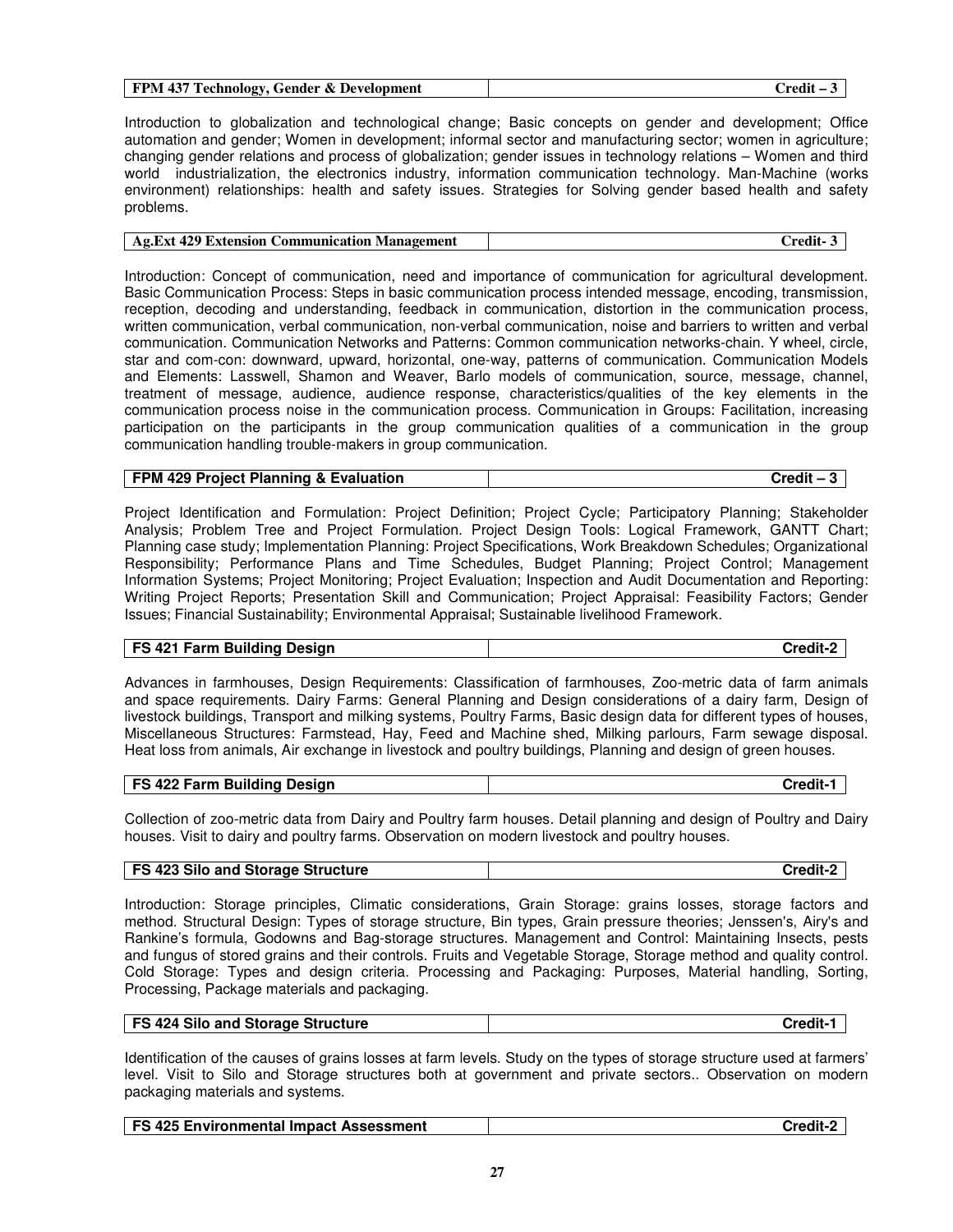| FPM 437 Technology, Gender & Development | Credit – 3 |
|---|---|

Introduction to globalization and technological change; Basic concepts on gender and development; Office automation and gender; Women in development; informal sector and manufacturing sector; women in agriculture; changing gender relations and process of globalization; gender issues in technology relations – Women and third world industrialization, the electronics industry, information communication technology. Man-Machine (works environment) relationships: health and safety issues. Strategies for Solving gender based health and safety problems.

| Ag.Ext 429 Extension Communication Management | Credit- 3 |
|---|---|

Introduction: Concept of communication, need and importance of communication for agricultural development. Basic Communication Process: Steps in basic communication process intended message, encoding, transmission, reception, decoding and understanding, feedback in communication, distortion in the communication process, written communication, verbal communication, non-verbal communication, noise and barriers to written and verbal communication. Communication Networks and Patterns: Common communication networks-chain. Y wheel, circle, star and com-con: downward, upward, horizontal, one-way, patterns of communication. Communication Models and Elements: Lasswell, Shamon and Weaver, Barlo models of communication, source, message, channel, treatment of message, audience, audience response, characteristics/qualities of the key elements in the communication process noise in the communication process. Communication in Groups: Facilitation, increasing participation on the participants in the group communication qualities of a communication in the group communication handling trouble-makers in group communication.

| FPM 429 Project Planning & Evaluation | Credit – 3 |
|---|---|

Project Identification and Formulation: Project Definition; Project Cycle; Participatory Planning; Stakeholder Analysis; Problem Tree and Project Formulation. Project Design Tools: Logical Framework, GANTT Chart; Planning case study; Implementation Planning: Project Specifications, Work Breakdown Schedules; Organizational Responsibility; Performance Plans and Time Schedules, Budget Planning; Project Control; Management Information Systems; Project Monitoring; Project Evaluation; Inspection and Audit Documentation and Reporting: Writing Project Reports; Presentation Skill and Communication; Project Appraisal: Feasibility Factors; Gender Issues; Financial Sustainability; Environmental Appraisal; Sustainable livelihood Framework.

| FS 421 Farm Building Design | Credit-2 |
|---|---|

Advances in farmhouses, Design Requirements: Classification of farmhouses, Zoo-metric data of farm animals and space requirements. Dairy Farms: General Planning and Design considerations of a dairy farm, Design of livestock buildings, Transport and milking systems, Poultry Farms, Basic design data for different types of houses, Miscellaneous Structures: Farmstead, Hay, Feed and Machine shed, Milking parlours, Farm sewage disposal. Heat loss from animals, Air exchange in livestock and poultry buildings, Planning and design of green houses.

| FS 422 Farm Building Design | Credit-1 |
|---|---|

Collection of zoo-metric data from Dairy and Poultry farm houses. Detail planning and design of Poultry and Dairy houses. Visit to dairy and poultry farms. Observation on modern livestock and poultry houses.

| FS 423 Silo and Storage Structure | Credit-2 |
|---|---|

Introduction: Storage principles, Climatic considerations, Grain Storage: grains losses, storage factors and method. Structural Design: Types of storage structure, Bin types, Grain pressure theories; Jenssen's, Airy's and Rankine's formula, Godowns and Bag-storage structures. Management and Control: Maintaining Insects, pests and fungus of stored grains and their controls. Fruits and Vegetable Storage, Storage method and quality control. Cold Storage: Types and design criteria. Processing and Packaging: Purposes, Material handling, Sorting, Processing, Package materials and packaging.

| FS 424 Silo and Storage Structure | Credit-1 |
|---|---|

Identification of the causes of grains losses at farm levels. Study on the types of storage structure used at farmers' level. Visit to Silo and Storage structures both at government and private sectors.. Observation on modern packaging materials and systems.

| FS 425 Environmental Impact Assessment | Credit-2 |
|---|---|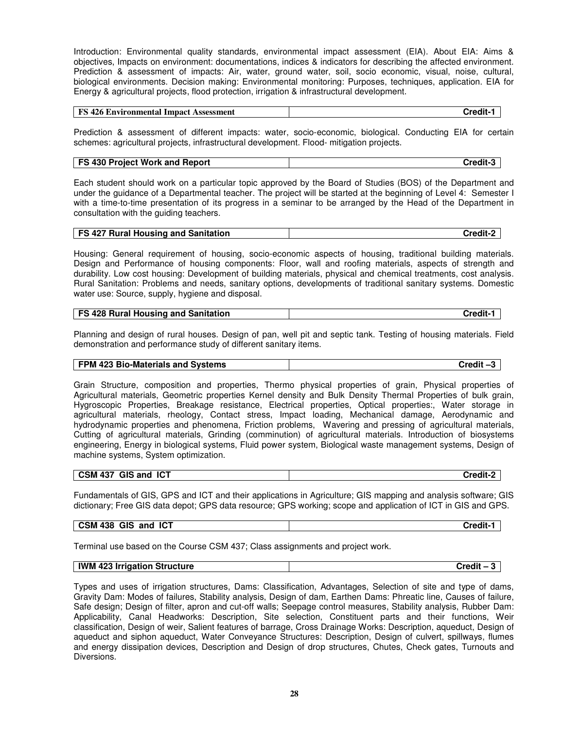Introduction: Environmental quality standards, environmental impact assessment (EIA). About EIA: Aims & objectives, Impacts on environment: documentations, indices & indicators for describing the affected environment. Prediction & assessment of impacts: Air, water, ground water, soil, socio economic, visual, noise, cultural, biological environments. Decision making: Environmental monitoring: Purposes, techniques, application. EIA for Energy & agricultural projects, flood protection, irrigation & infrastructural development.

| **FS 426 Environmental Impact Assessment** | **Credit-1** |
|---|---|

Prediction & assessment of different impacts: water, socio-economic, biological. Conducting EIA for certain schemes: agricultural projects, infrastructural development. Flood- mitigation projects.

| **FS 430 Project Work and Report** | **Credit-3** |
|---|---|

Each student should work on a particular topic approved by the Board of Studies (BOS) of the Department and under the guidance of a Departmental teacher. The project will be started at the beginning of Level 4: Semester I with a time-to-time presentation of its progress in a seminar to be arranged by the Head of the Department in consultation with the guiding teachers.

| **FS 427 Rural Housing and Sanitation** | **Credit-2** |
|---|---|

Housing: General requirement of housing, socio-economic aspects of housing, traditional building materials. Design and Performance of housing components: Floor, wall and roofing materials, aspects of strength and durability. Low cost housing: Development of building materials, physical and chemical treatments, cost analysis. Rural Sanitation: Problems and needs, sanitary options, developments of traditional sanitary systems. Domestic water use: Source, supply, hygiene and disposal.

| **FS 428 Rural Housing and Sanitation** | **Credit-1** |
|---|---|

Planning and design of rural houses. Design of pan, well pit and septic tank. Testing of housing materials. Field demonstration and performance study of different sanitary items.

| **FPM 423 Bio-Materials and Systems** | **Credit –3** |
|---|---|

Grain Structure, composition and properties, Thermo physical properties of grain, Physical properties of Agricultural materials, Geometric properties Kernel density and Bulk Density Thermal Properties of bulk grain, Hygroscopic Properties, Breakage resistance, Electrical properties, Optical properties:, Water storage in agricultural materials, rheology, Contact stress, Impact loading, Mechanical damage, Aerodynamic and hydrodynamic properties and phenomena, Friction problems, Wavering and pressing of agricultural materials, Cutting of agricultural materials, Grinding (comminution) of agricultural materials. Introduction of biosystems engineering, Energy in biological systems, Fluid power system, Biological waste management systems, Design of machine systems, System optimization.

| **CSM 437 GIS and ICT** | **Credit-2** |
|---|---|

Fundamentals of GIS, GPS and ICT and their applications in Agriculture; GIS mapping and analysis software; GIS dictionary; Free GIS data depot; GPS data resource; GPS working; scope and application of ICT in GIS and GPS.

| **CSM 438 GIS and ICT** | **Credit-1** |
|---|---|

Terminal use based on the Course CSM 437; Class assignments and project work.

| **IWM 423 Irrigation Structure** | **Credit – 3** |
|---|---|

Types and uses of irrigation structures, Dams: Classification, Advantages, Selection of site and type of dams, Gravity Dam: Modes of failures, Stability analysis, Design of dam, Earthen Dams: Phreatic line, Causes of failure, Safe design; Design of filter, apron and cut-off walls; Seepage control measures, Stability analysis, Rubber Dam: Applicability, Canal Headworks: Description, Site selection, Constituent parts and their functions, Weir classification, Design of weir, Salient features of barrage, Cross Drainage Works: Description, aqueduct, Design of aqueduct and siphon aqueduct, Water Conveyance Structures: Description, Design of culvert, spillways, flumes and energy dissipation devices, Description and Design of drop structures, Chutes, Check gates, Turnouts and Diversions.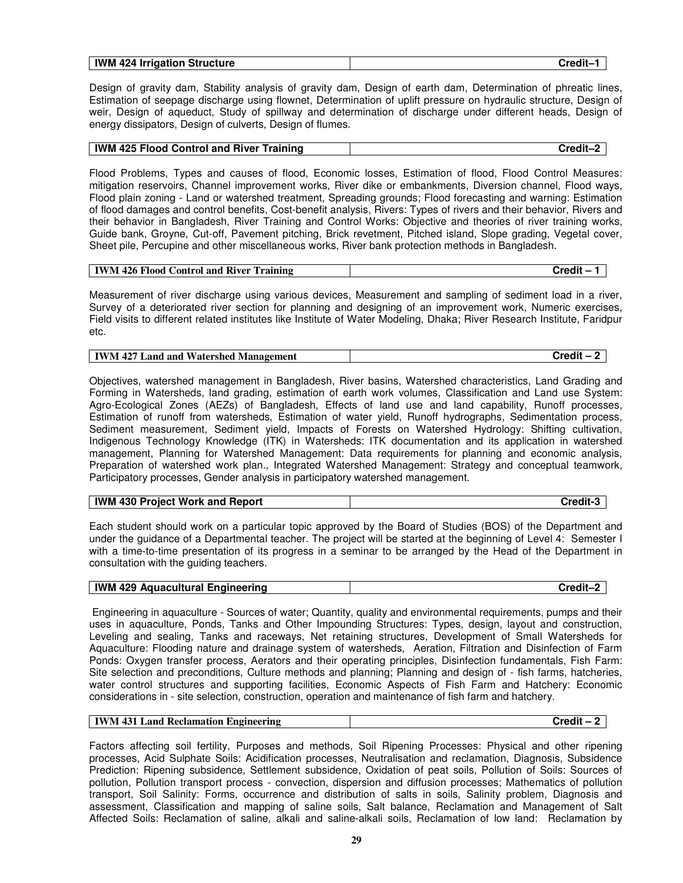| IWM 424 Irrigation Structure | Credit–1 |
|---|---|

Design of gravity dam, Stability analysis of gravity dam, Design of earth dam, Determination of phreatic lines, Estimation of seepage discharge using flownet, Determination of uplift pressure on hydraulic structure, Design of weir, Design of aqueduct, Study of spillway and determination of discharge under different heads, Design of energy dissipators, Design of culverts, Design of flumes.

| IWM 425 Flood Control and River Training | Credit–2 |
|---|---|

Flood Problems, Types and causes of flood, Economic losses, Estimation of flood, Flood Control Measures: mitigation reservoirs, Channel improvement works, River dike or embankments, Diversion channel, Flood ways, Flood plain zoning - Land or watershed treatment, Spreading grounds; Flood forecasting and warning: Estimation of flood damages and control benefits, Cost-benefit analysis, Rivers: Types of rivers and their behavior, Rivers and their behavior in Bangladesh, River Training and Control Works: Objective and theories of river training works, Guide bank, Groyne, Cut-off, Pavement pitching, Brick revetment, Pitched island, Slope grading, Vegetal cover, Sheet pile, Percupine and other miscellaneous works, River bank protection methods in Bangladesh.

| IWM 426 Flood Control and River Training | Credit – 1 |
|---|---|

Measurement of river discharge using various devices, Measurement and sampling of sediment load in a river, Survey of a deteriorated river section for planning and designing of an improvement work, Numeric exercises, Field visits to different related institutes like Institute of Water Modeling, Dhaka; River Research Institute, Faridpur etc.

| IWM 427 Land and Watershed Management | Credit – 2 |
|---|---|

Objectives, watershed management in Bangladesh, River basins, Watershed characteristics, Land Grading and Forming in Watersheds, land grading, estimation of earth work volumes, Classification and Land use System: Agro-Ecological Zones (AEZs) of Bangladesh, Effects of land use and land capability, Runoff processes, Estimation of runoff from watersheds, Estimation of water yield, Runoff hydrographs, Sedimentation process, Sediment measurement, Sediment yield, Impacts of Forests on Watershed Hydrology: Shifting cultivation, Indigenous Technology Knowledge (ITK) in Watersheds: ITK documentation and its application in watershed management, Planning for Watershed Management: Data requirements for planning and economic analysis, Preparation of watershed work plan., Integrated Watershed Management: Strategy and conceptual teamwork, Participatory processes, Gender analysis in participatory watershed management.

| IWM 430 Project Work and Report | Credit-3 |
|---|---|

Each student should work on a particular topic approved by the Board of Studies (BOS) of the Department and under the guidance of a Departmental teacher. The project will be started at the beginning of Level 4: Semester I with a time-to-time presentation of its progress in a seminar to be arranged by the Head of the Department in consultation with the guiding teachers.

| IWM 429 Aquacultural Engineering | Credit–2 |
|---|---|

Engineering in aquaculture - Sources of water; Quantity, quality and environmental requirements, pumps and their uses in aquaculture, Ponds, Tanks and Other Impounding Structures: Types, design, layout and construction, Leveling and sealing, Tanks and raceways, Net retaining structures, Development of Small Watersheds for Aquaculture: Flooding nature and drainage system of watersheds, Aeration, Filtration and Disinfection of Farm Ponds: Oxygen transfer process, Aerators and their operating principles, Disinfection fundamentals, Fish Farm: Site selection and preconditions, Culture methods and planning; Planning and design of - fish farms, hatcheries, water control structures and supporting facilities, Economic Aspects of Fish Farm and Hatchery: Economic considerations in - site selection, construction, operation and maintenance of fish farm and hatchery.

| IWM 431 Land Reclamation Engineering | Credit – 2 |
|---|---|

Factors affecting soil fertility, Purposes and methods, Soil Ripening Processes: Physical and other ripening processes, Acid Sulphate Soils: Acidification processes, Neutralisation and reclamation, Diagnosis, Subsidence Prediction: Ripening subsidence, Settlement subsidence, Oxidation of peat soils, Pollution of Soils: Sources of pollution, Pollution transport process - convection, dispersion and diffusion processes; Mathematics of pollution transport, Soil Salinity: Forms, occurrence and distribution of salts in soils, Salinity problem, Diagnosis and assessment, Classification and mapping of saline soils, Salt balance, Reclamation and Management of Salt Affected Soils: Reclamation of saline, alkali and saline-alkali soils, Reclamation of low land: Reclamation by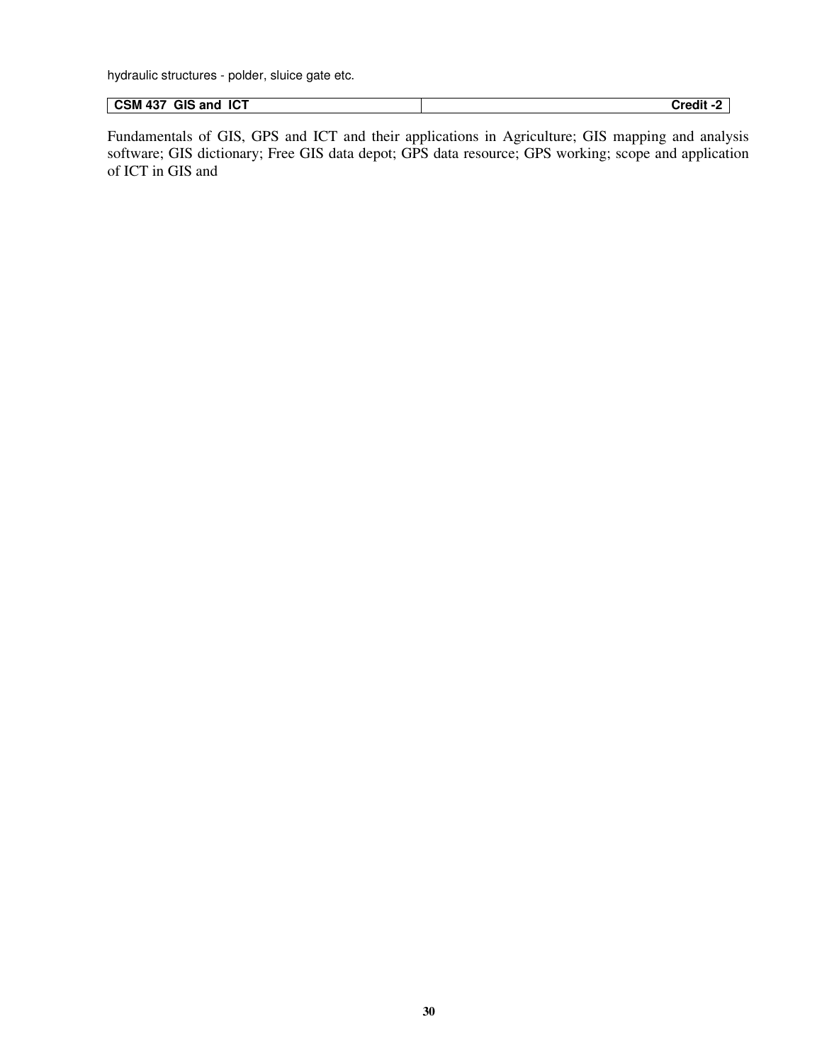hydraulic structures - polder, sluice gate etc.

| **CSM 437 GIS and ICT** | **Credit -2** |
|---|---|

Fundamentals of GIS, GPS and ICT and their applications in Agriculture; GIS mapping and analysis software; GIS dictionary; Free GIS data depot; GPS data resource; GPS working; scope and application of ICT in GIS and